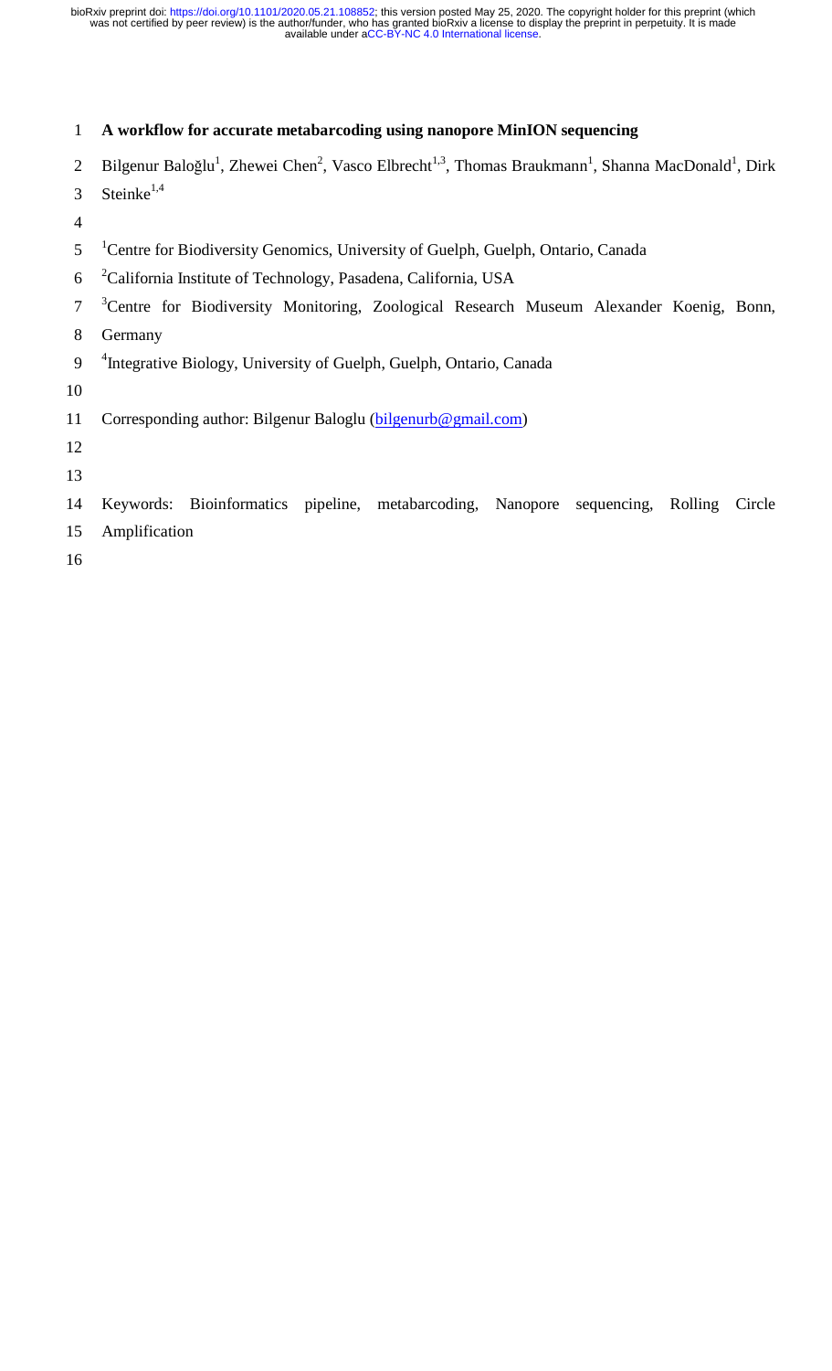# A workflow for accurate metabarcoding using nanopore MinION sequencing

Bilgenur Baloğlu[1], Zhewei Chen[2], Vasco Elbrecht[1,3], Thomas Braukmann[1], Shanna MacDonald[1], Dirk Steinke[1,4]

[1]Centre for Biodiversity Genomics, University of Guelph, Guelph, Ontario, Canada

[2]California Institute of Technology, Pasadena, California, USA

[3]Centre for Biodiversity Monitoring, Zoological Research Museum Alexander Koenig, Bonn, Germany

[4]Integrative Biology, University of Guelph, Guelph, Ontario, Canada

Corresponding author: Bilgenur Baloglu (bilgenurb@gmail.com)

Keywords: Bioinformatics pipeline, metabarcoding, Nanopore sequencing, Rolling Circle Amplification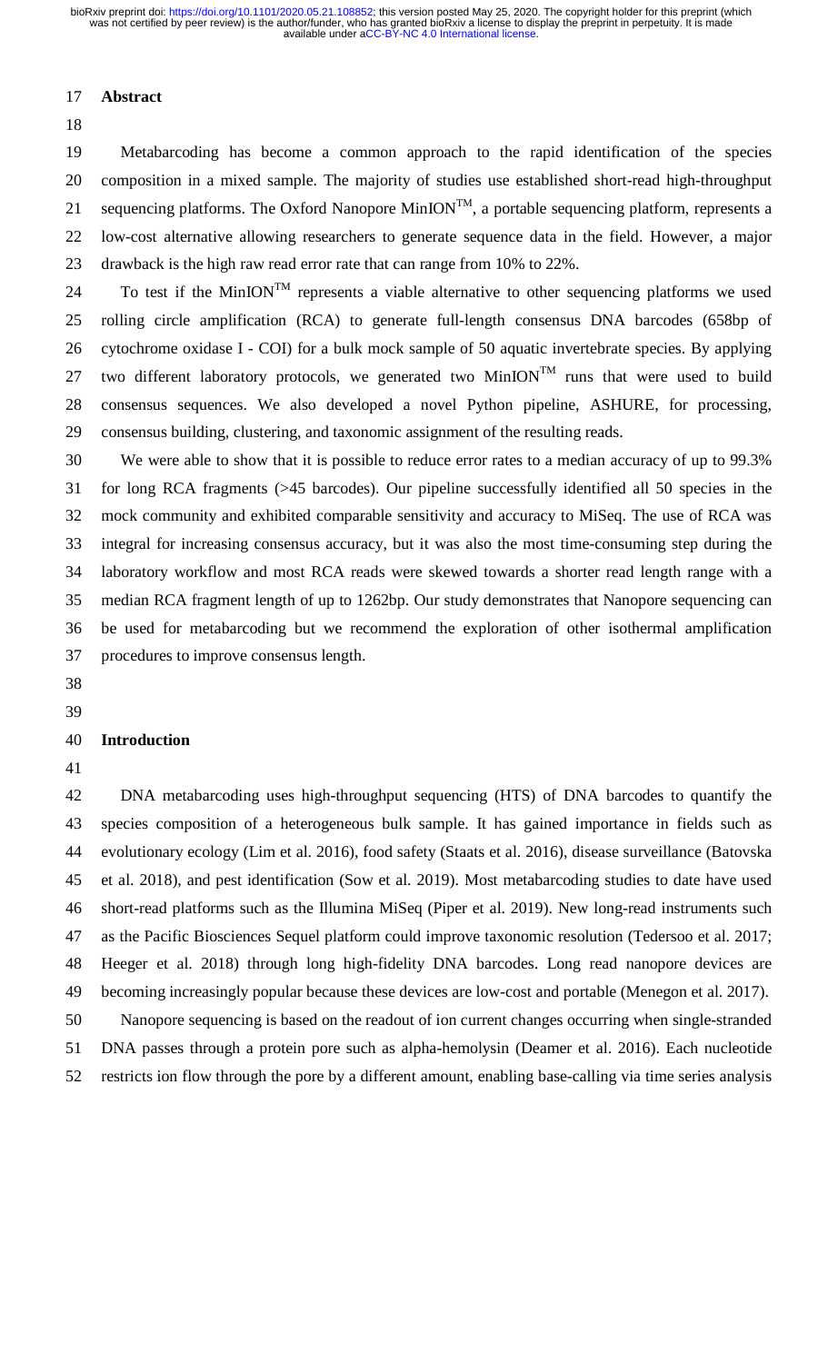## Abstract

Metabarcoding has become a common approach to the rapid identification of the species composition in a mixed sample. The majority of studies use established short-read high-throughput sequencing platforms. The Oxford Nanopore MinION™, a portable sequencing platform, represents a low-cost alternative allowing researchers to generate sequence data in the field. However, a major drawback is the high raw read error rate that can range from 10% to 22%.

To test if the MinION™ represents a viable alternative to other sequencing platforms we used rolling circle amplification (RCA) to generate full-length consensus DNA barcodes (658bp of cytochrome oxidase I - COI) for a bulk mock sample of 50 aquatic invertebrate species. By applying two different laboratory protocols, we generated two MinION™ runs that were used to build consensus sequences. We also developed a novel Python pipeline, ASHURE, for processing, consensus building, clustering, and taxonomic assignment of the resulting reads.

We were able to show that it is possible to reduce error rates to a median accuracy of up to 99.3% for long RCA fragments (>45 barcodes). Our pipeline successfully identified all 50 species in the mock community and exhibited comparable sensitivity and accuracy to MiSeq. The use of RCA was integral for increasing consensus accuracy, but it was also the most time-consuming step during the laboratory workflow and most RCA reads were skewed towards a shorter read length range with a median RCA fragment length of up to 1262bp. Our study demonstrates that Nanopore sequencing can be used for metabarcoding but we recommend the exploration of other isothermal amplification procedures to improve consensus length.

## Introduction

DNA metabarcoding uses high-throughput sequencing (HTS) of DNA barcodes to quantify the species composition of a heterogeneous bulk sample. It has gained importance in fields such as evolutionary ecology (Lim et al. 2016), food safety (Staats et al. 2016), disease surveillance (Batovska et al. 2018), and pest identification (Sow et al. 2019). Most metabarcoding studies to date have used short-read platforms such as the Illumina MiSeq (Piper et al. 2019). New long-read instruments such as the Pacific Biosciences Sequel platform could improve taxonomic resolution (Tedersoo et al. 2017; Heeger et al. 2018) through long high-fidelity DNA barcodes. Long read nanopore devices are becoming increasingly popular because these devices are low-cost and portable (Menegon et al. 2017).

Nanopore sequencing is based on the readout of ion current changes occurring when single-stranded DNA passes through a protein pore such as alpha-hemolysin (Deamer et al. 2016). Each nucleotide restricts ion flow through the pore by a different amount, enabling base-calling via time series analysis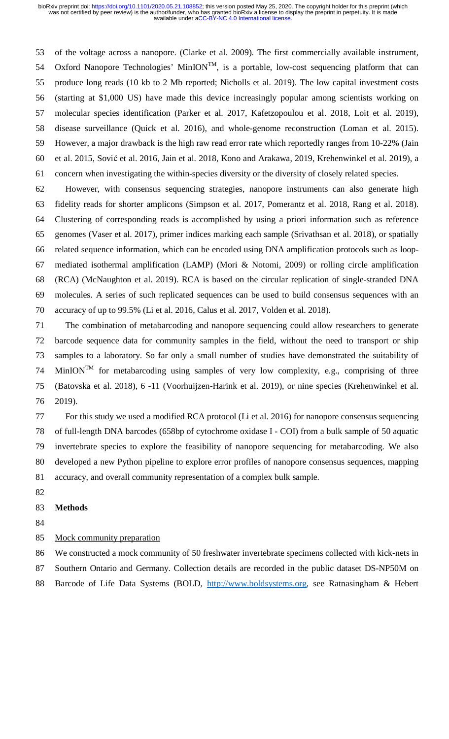of the voltage across a nanopore. (Clarke et al. 2009). The first commercially available instrument, Oxford Nanopore Technologies' MinION™, is a portable, low-cost sequencing platform that can produce long reads (10 kb to 2 Mb reported; Nicholls et al. 2019). The low capital investment costs (starting at $1,000 US) have made this device increasingly popular among scientists working on molecular species identification (Parker et al. 2017, Kafetzopoulou et al. 2018, Loit et al. 2019), disease surveillance (Quick et al. 2016), and whole-genome reconstruction (Loman et al. 2015). However, a major drawback is the high raw read error rate which reportedly ranges from 10-22% (Jain et al. 2015, Sović et al. 2016, Jain et al. 2018, Kono and Arakawa, 2019, Krehenwinkel et al. 2019), a concern when investigating the within-species diversity or the diversity of closely related species.

However, with consensus sequencing strategies, nanopore instruments can also generate high fidelity reads for shorter amplicons (Simpson et al. 2017, Pomerantz et al. 2018, Rang et al. 2018). Clustering of corresponding reads is accomplished by using a priori information such as reference genomes (Vaser et al. 2017), primer indices marking each sample (Srivathsan et al. 2018), or spatially related sequence information, which can be encoded using DNA amplification protocols such as loop-mediated isothermal amplification (LAMP) (Mori & Notomi, 2009) or rolling circle amplification (RCA) (McNaughton et al. 2019). RCA is based on the circular replication of single-stranded DNA molecules. A series of such replicated sequences can be used to build consensus sequences with an accuracy of up to 99.5% (Li et al. 2016, Calus et al. 2017, Volden et al. 2018).

The combination of metabarcoding and nanopore sequencing could allow researchers to generate barcode sequence data for community samples in the field, without the need to transport or ship samples to a laboratory. So far only a small number of studies have demonstrated the suitability of MinION™ for metabarcoding using samples of very low complexity, e.g., comprising of three (Batovska et al. 2018), 6 -11 (Voorhuijzen-Harink et al. 2019), or nine species (Krehenwinkel et al. 2019).

For this study we used a modified RCA protocol (Li et al. 2016) for nanopore consensus sequencing of full-length DNA barcodes (658bp of cytochrome oxidase I - COI) from a bulk sample of 50 aquatic invertebrate species to explore the feasibility of nanopore sequencing for metabarcoding. We also developed a new Python pipeline to explore error profiles of nanopore consensus sequences, mapping accuracy, and overall community representation of a complex bulk sample.

## Methods

### Mock community preparation

We constructed a mock community of 50 freshwater invertebrate specimens collected with kick-nets in Southern Ontario and Germany. Collection details are recorded in the public dataset DS-NP50M on Barcode of Life Data Systems (BOLD, http://www.boldsystems.org, see Ratnasingham & Hebert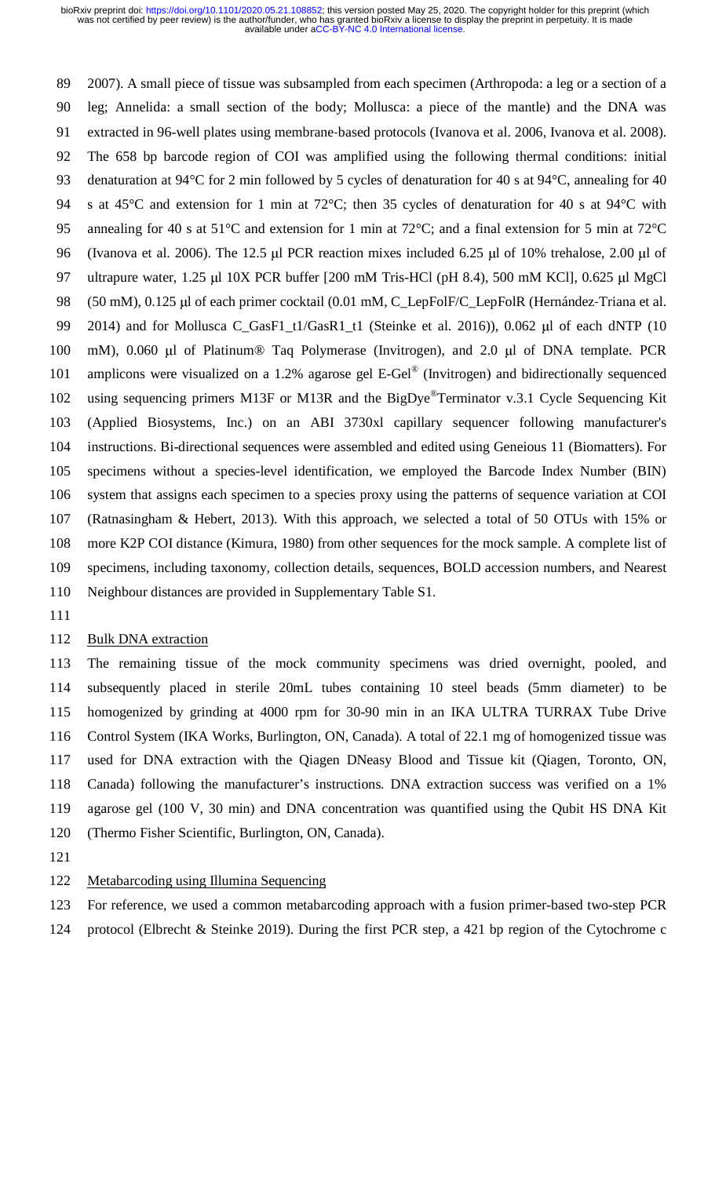2007). A small piece of tissue was subsampled from each specimen (Arthropoda: a leg or a section of a leg; Annelida: a small section of the body; Mollusca: a piece of the mantle) and the DNA was extracted in 96-well plates using membrane-based protocols (Ivanova et al. 2006, Ivanova et al. 2008). The 658 bp barcode region of COI was amplified using the following thermal conditions: initial denaturation at 94°C for 2 min followed by 5 cycles of denaturation for 40 s at 94°C, annealing for 40 s at 45°C and extension for 1 min at 72°C; then 35 cycles of denaturation for 40 s at 94°C with annealing for 40 s at 51°C and extension for 1 min at 72°C; and a final extension for 5 min at 72°C (Ivanova et al. 2006). The 12.5 µl PCR reaction mixes included 6.25 µl of 10% trehalose, 2.00 µl of ultrapure water, 1.25 µl 10X PCR buffer [200 mM Tris-HCl (pH 8.4), 500 mM KCl], 0.625 µl MgCl (50 mM), 0.125 µl of each primer cocktail (0.01 mM, C_LepFolF/C_LepFolR (Hernández-Triana et al. 2014) and for Mollusca C_GasF1_t1/GasR1_t1 (Steinke et al. 2016)), 0.062 µl of each dNTP (10 mM), 0.060 µl of Platinum® Taq Polymerase (Invitrogen), and 2.0 µl of DNA template. PCR amplicons were visualized on a 1.2% agarose gel E-Gel® (Invitrogen) and bidirectionally sequenced using sequencing primers M13F or M13R and the BigDye®Terminator v.3.1 Cycle Sequencing Kit (Applied Biosystems, Inc.) on an ABI 3730xl capillary sequencer following manufacturer's instructions. Bi-directional sequences were assembled and edited using Geneious 11 (Biomatters). For specimens without a species-level identification, we employed the Barcode Index Number (BIN) system that assigns each specimen to a species proxy using the patterns of sequence variation at COI (Ratnasingham & Hebert, 2013). With this approach, we selected a total of 50 OTUs with 15% or more K2P COI distance (Kimura, 1980) from other sequences for the mock sample. A complete list of specimens, including taxonomy, collection details, sequences, BOLD accession numbers, and Nearest Neighbour distances are provided in Supplementary Table S1.

## Bulk DNA extraction

The remaining tissue of the mock community specimens was dried overnight, pooled, and subsequently placed in sterile 20mL tubes containing 10 steel beads (5mm diameter) to be homogenized by grinding at 4000 rpm for 30-90 min in an IKA ULTRA TURRAX Tube Drive Control System (IKA Works, Burlington, ON, Canada). A total of 22.1 mg of homogenized tissue was used for DNA extraction with the Qiagen DNeasy Blood and Tissue kit (Qiagen, Toronto, ON, Canada) following the manufacturer's instructions. DNA extraction success was verified on a 1% agarose gel (100 V, 30 min) and DNA concentration was quantified using the Qubit HS DNA Kit (Thermo Fisher Scientific, Burlington, ON, Canada).

## Metabarcoding using Illumina Sequencing

For reference, we used a common metabarcoding approach with a fusion primer-based two-step PCR protocol (Elbrecht & Steinke 2019). During the first PCR step, a 421 bp region of the Cytochrome c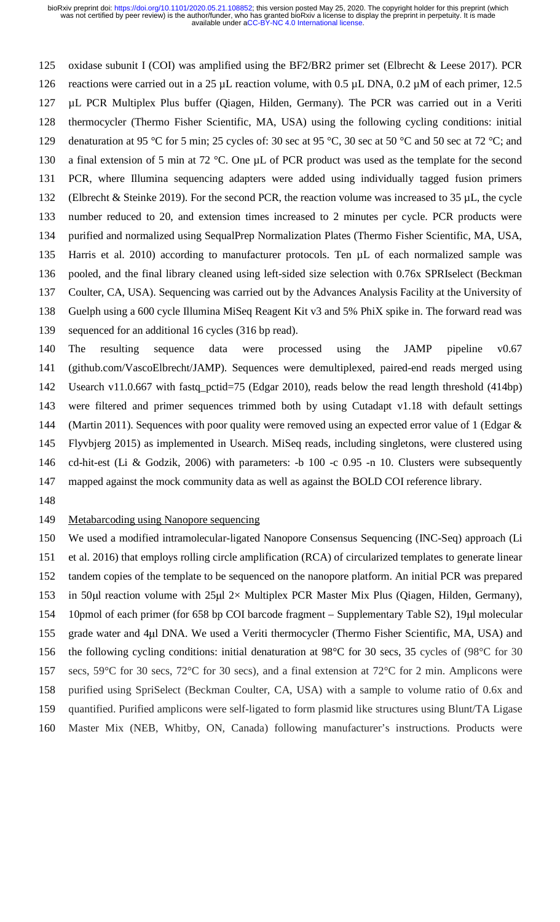oxidase subunit I (COI) was amplified using the BF2/BR2 primer set (Elbrecht & Leese 2017). PCR reactions were carried out in a 25 µL reaction volume, with 0.5 µL DNA, 0.2 µM of each primer, 12.5 µL PCR Multiplex Plus buffer (Qiagen, Hilden, Germany). The PCR was carried out in a Veriti thermocycler (Thermo Fisher Scientific, MA, USA) using the following cycling conditions: initial denaturation at 95 °C for 5 min; 25 cycles of: 30 sec at 95 °C, 30 sec at 50 °C and 50 sec at 72 °C; and a final extension of 5 min at 72 °C. One µL of PCR product was used as the template for the second PCR, where Illumina sequencing adapters were added using individually tagged fusion primers (Elbrecht & Steinke 2019). For the second PCR, the reaction volume was increased to 35 µL, the cycle number reduced to 20, and extension times increased to 2 minutes per cycle. PCR products were purified and normalized using SequalPrep Normalization Plates (Thermo Fisher Scientific, MA, USA, Harris et al. 2010) according to manufacturer protocols. Ten µL of each normalized sample was pooled, and the final library cleaned using left-sided size selection with 0.76x SPRIselect (Beckman Coulter, CA, USA). Sequencing was carried out by the Advances Analysis Facility at the University of Guelph using a 600 cycle Illumina MiSeq Reagent Kit v3 and 5% PhiX spike in. The forward read was sequenced for an additional 16 cycles (316 bp read).

The resulting sequence data were processed using the JAMP pipeline v0.67 (github.com/VascoElbrecht/JAMP). Sequences were demultiplexed, paired-end reads merged using Usearch v11.0.667 with fastq_pctid=75 (Edgar 2010), reads below the read length threshold (414bp) were filtered and primer sequences trimmed both by using Cutadapt v1.18 with default settings (Martin 2011). Sequences with poor quality were removed using an expected error value of 1 (Edgar & Flyvbjerg 2015) as implemented in Usearch. MiSeq reads, including singletons, were clustered using cd-hit-est (Li & Godzik, 2006) with parameters: -b 100 -c 0.95 -n 10. Clusters were subsequently mapped against the mock community data as well as against the BOLD COI reference library.

## Metabarcoding using Nanopore sequencing

We used a modified intramolecular-ligated Nanopore Consensus Sequencing (INC-Seq) approach (Li et al. 2016) that employs rolling circle amplification (RCA) of circularized templates to generate linear tandem copies of the template to be sequenced on the nanopore platform. An initial PCR was prepared in 50µl reaction volume with 25µl 2× Multiplex PCR Master Mix Plus (Qiagen, Hilden, Germany), 10pmol of each primer (for 658 bp COI barcode fragment – Supplementary Table S2), 19µl molecular grade water and 4µl DNA. We used a Veriti thermocycler (Thermo Fisher Scientific, MA, USA) and the following cycling conditions: initial denaturation at 98°C for 30 secs, 35 cycles of (98°C for 30 secs, 59°C for 30 secs, 72°C for 30 secs), and a final extension at 72°C for 2 min. Amplicons were purified using SpriSelect (Beckman Coulter, CA, USA) with a sample to volume ratio of 0.6x and quantified. Purified amplicons were self-ligated to form plasmid like structures using Blunt/TA Ligase Master Mix (NEB, Whitby, ON, Canada) following manufacturer's instructions. Products were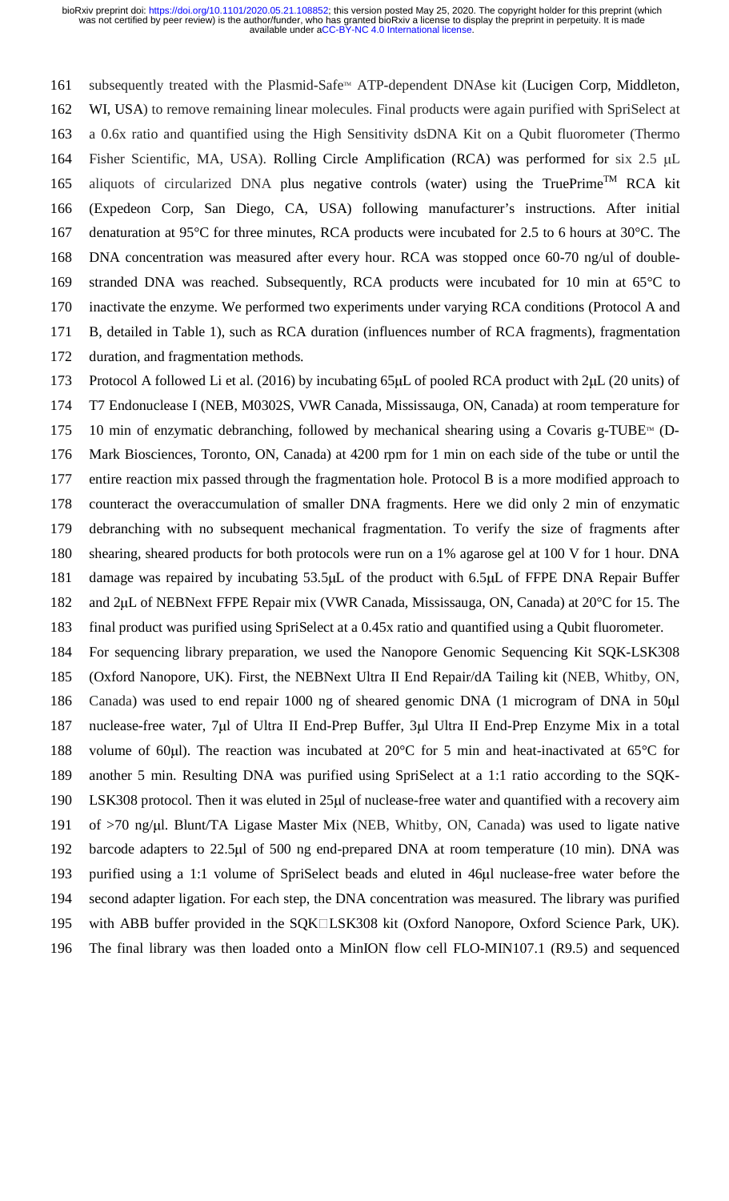subsequently treated with the Plasmid-Safe™ ATP-dependent DNAse kit (Lucigen Corp, Middleton, WI, USA) to remove remaining linear molecules. Final products were again purified with SpriSelect at a 0.6x ratio and quantified using the High Sensitivity dsDNA Kit on a Qubit fluorometer (Thermo Fisher Scientific, MA, USA). Rolling Circle Amplification (RCA) was performed for six 2.5 μL aliquots of circularized DNA plus negative controls (water) using the TruePrime™ RCA kit (Expedeon Corp, San Diego, CA, USA) following manufacturer's instructions. After initial denaturation at 95°C for three minutes, RCA products were incubated for 2.5 to 6 hours at 30°C. The DNA concentration was measured after every hour. RCA was stopped once 60-70 ng/ul of double-stranded DNA was reached. Subsequently, RCA products were incubated for 10 min at 65°C to inactivate the enzyme. We performed two experiments under varying RCA conditions (Protocol A and B, detailed in Table 1), such as RCA duration (influences number of RCA fragments), fragmentation duration, and fragmentation methods.

Protocol A followed Li et al. (2016) by incubating 65μL of pooled RCA product with 2μL (20 units) of T7 Endonuclease I (NEB, M0302S, VWR Canada, Mississauga, ON, Canada) at room temperature for 10 min of enzymatic debranching, followed by mechanical shearing using a Covaris g-TUBE™ (D-Mark Biosciences, Toronto, ON, Canada) at 4200 rpm for 1 min on each side of the tube or until the entire reaction mix passed through the fragmentation hole. Protocol B is a more modified approach to counteract the overaccumulation of smaller DNA fragments. Here we did only 2 min of enzymatic debranching with no subsequent mechanical fragmentation. To verify the size of fragments after shearing, sheared products for both protocols were run on a 1% agarose gel at 100 V for 1 hour. DNA damage was repaired by incubating 53.5μL of the product with 6.5μL of FFPE DNA Repair Buffer and 2μL of NEBNext FFPE Repair mix (VWR Canada, Mississauga, ON, Canada) at 20°C for 15. The final product was purified using SpriSelect at a 0.45x ratio and quantified using a Qubit fluorometer.

For sequencing library preparation, we used the Nanopore Genomic Sequencing Kit SQK-LSK308 (Oxford Nanopore, UK). First, the NEBNext Ultra II End Repair/dA Tailing kit (NEB, Whitby, ON, Canada) was used to end repair 1000 ng of sheared genomic DNA (1 microgram of DNA in 50μl nuclease-free water, 7μl of Ultra II End-Prep Buffer, 3μl Ultra II End-Prep Enzyme Mix in a total volume of 60μl). The reaction was incubated at 20°C for 5 min and heat-inactivated at 65°C for another 5 min. Resulting DNA was purified using SpriSelect at a 1:1 ratio according to the SQK-LSK308 protocol. Then it was eluted in 25μl of nuclease-free water and quantified with a recovery aim of >70 ng/μl. Blunt/TA Ligase Master Mix (NEB, Whitby, ON, Canada) was used to ligate native barcode adapters to 22.5μl of 500 ng end-prepared DNA at room temperature (10 min). DNA was purified using a 1:1 volume of SpriSelect beads and eluted in 46μl nuclease-free water before the second adapter ligation. For each step, the DNA concentration was measured. The library was purified with ABB buffer provided in the SQK□LSK308 kit (Oxford Nanopore, Oxford Science Park, UK). The final library was then loaded onto a MinION flow cell FLO-MIN107.1 (R9.5) and sequenced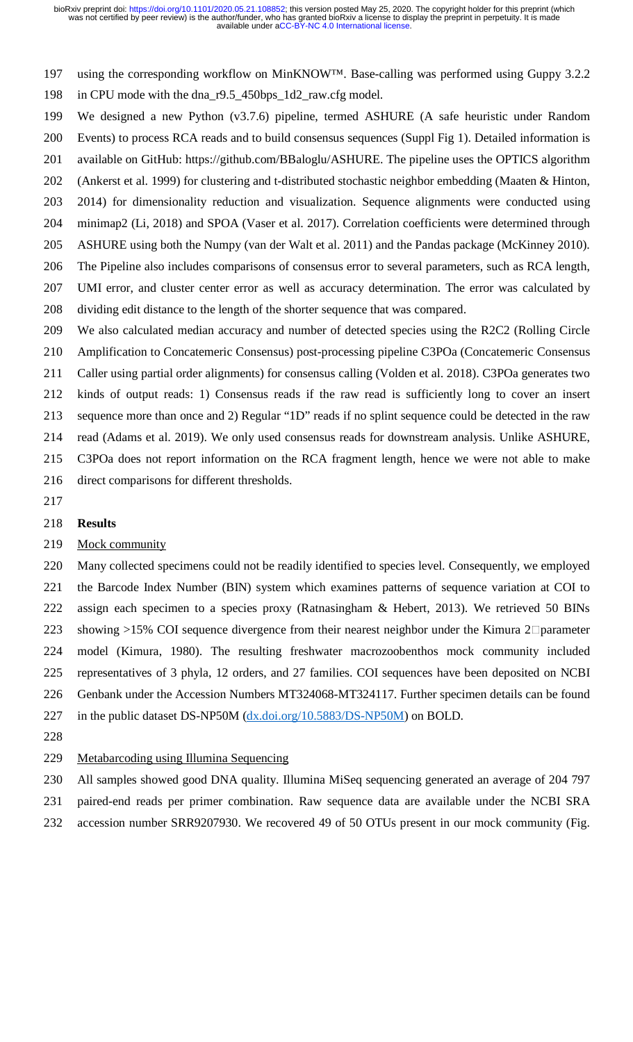using the corresponding workflow on MinKNOW™. Base-calling was performed using Guppy 3.2.2 in CPU mode with the dna_r9.5_450bps_1d2_raw.cfg model.

We designed a new Python (v3.7.6) pipeline, termed ASHURE (A safe heuristic under Random Events) to process RCA reads and to build consensus sequences (Suppl Fig 1). Detailed information is available on GitHub: https://github.com/BBaloglu/ASHURE. The pipeline uses the OPTICS algorithm (Ankerst et al. 1999) for clustering and t-distributed stochastic neighbor embedding (Maaten & Hinton, 2014) for dimensionality reduction and visualization. Sequence alignments were conducted using minimap2 (Li, 2018) and SPOA (Vaser et al. 2017). Correlation coefficients were determined through ASHURE using both the Numpy (van der Walt et al. 2011) and the Pandas package (McKinney 2010). The Pipeline also includes comparisons of consensus error to several parameters, such as RCA length, UMI error, and cluster center error as well as accuracy determination. The error was calculated by dividing edit distance to the length of the shorter sequence that was compared.

We also calculated median accuracy and number of detected species using the R2C2 (Rolling Circle Amplification to Concatemeric Consensus) post-processing pipeline C3POa (Concatemeric Consensus Caller using partial order alignments) for consensus calling (Volden et al. 2018). C3POa generates two kinds of output reads: 1) Consensus reads if the raw read is sufficiently long to cover an insert sequence more than once and 2) Regular "1D" reads if no splint sequence could be detected in the raw read (Adams et al. 2019). We only used consensus reads for downstream analysis. Unlike ASHURE, C3POa does not report information on the RCA fragment length, hence we were not able to make direct comparisons for different thresholds.

## Results

Mock community

Many collected specimens could not be readily identified to species level. Consequently, we employed the Barcode Index Number (BIN) system which examines patterns of sequence variation at COI to assign each specimen to a species proxy (Ratnasingham & Hebert, 2013). We retrieved 50 BINs showing >15% COI sequence divergence from their nearest neighbor under the Kimura 2-parameter model (Kimura, 1980). The resulting freshwater macrozoobenthos mock community included representatives of 3 phyla, 12 orders, and 27 families. COI sequences have been deposited on NCBI Genbank under the Accession Numbers MT324068-MT324117. Further specimen details can be found in the public dataset DS-NP50M (dx.doi.org/10.5883/DS-NP50M) on BOLD.

Metabarcoding using Illumina Sequencing

All samples showed good DNA quality. Illumina MiSeq sequencing generated an average of 204 797 paired-end reads per primer combination. Raw sequence data are available under the NCBI SRA accession number SRR9207930. We recovered 49 of 50 OTUs present in our mock community (Fig.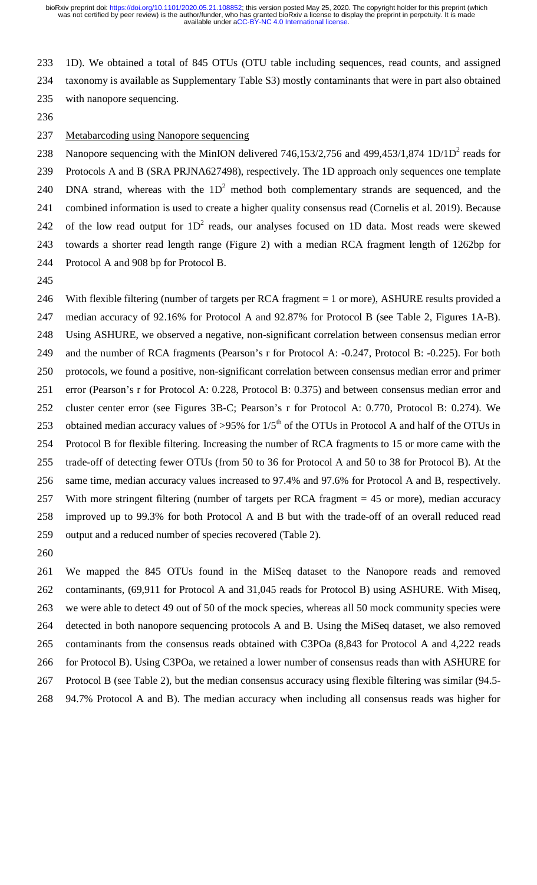1D). We obtained a total of 845 OTUs (OTU table including sequences, read counts, and assigned taxonomy is available as Supplementary Table S3) mostly contaminants that were in part also obtained with nanopore sequencing.

Metabarcoding using Nanopore sequencing

Nanopore sequencing with the MinION delivered 746,153/2,756 and 499,453/1,874 1D/1D$^2$ reads for Protocols A and B (SRA PRJNA627498), respectively. The 1D approach only sequences one template DNA strand, whereas with the 1D$^2$ method both complementary strands are sequenced, and the combined information is used to create a higher quality consensus read (Cornelis et al. 2019). Because of the low read output for 1D$^2$ reads, our analyses focused on 1D data. Most reads were skewed towards a shorter read length range (Figure 2) with a median RCA fragment length of 1262bp for Protocol A and 908 bp for Protocol B.

With flexible filtering (number of targets per RCA fragment = 1 or more), ASHURE results provided a median accuracy of 92.16% for Protocol A and 92.87% for Protocol B (see Table 2, Figures 1A-B). Using ASHURE, we observed a negative, non-significant correlation between consensus median error and the number of RCA fragments (Pearson's r for Protocol A: -0.247, Protocol B: -0.225). For both protocols, we found a positive, non-significant correlation between consensus median error and primer error (Pearson's r for Protocol A: 0.228, Protocol B: 0.375) and between consensus median error and cluster center error (see Figures 3B-C; Pearson's r for Protocol A: 0.770, Protocol B: 0.274). We obtained median accuracy values of >95% for 1/5$^{th}$ of the OTUs in Protocol A and half of the OTUs in Protocol B for flexible filtering. Increasing the number of RCA fragments to 15 or more came with the trade-off of detecting fewer OTUs (from 50 to 36 for Protocol A and 50 to 38 for Protocol B). At the same time, median accuracy values increased to 97.4% and 97.6% for Protocol A and B, respectively. With more stringent filtering (number of targets per RCA fragment = 45 or more), median accuracy improved up to 99.3% for both Protocol A and B but with the trade-off of an overall reduced read output and a reduced number of species recovered (Table 2).

We mapped the 845 OTUs found in the MiSeq dataset to the Nanopore reads and removed contaminants, (69,911 for Protocol A and 31,045 reads for Protocol B) using ASHURE. With Miseq, we were able to detect 49 out of 50 of the mock species, whereas all 50 mock community species were detected in both nanopore sequencing protocols A and B. Using the MiSeq dataset, we also removed contaminants from the consensus reads obtained with C3POa (8,843 for Protocol A and 4,222 reads for Protocol B). Using C3POa, we retained a lower number of consensus reads than with ASHURE for Protocol B (see Table 2), but the median consensus accuracy using flexible filtering was similar (94.5-94.7% Protocol A and B). The median accuracy when including all consensus reads was higher for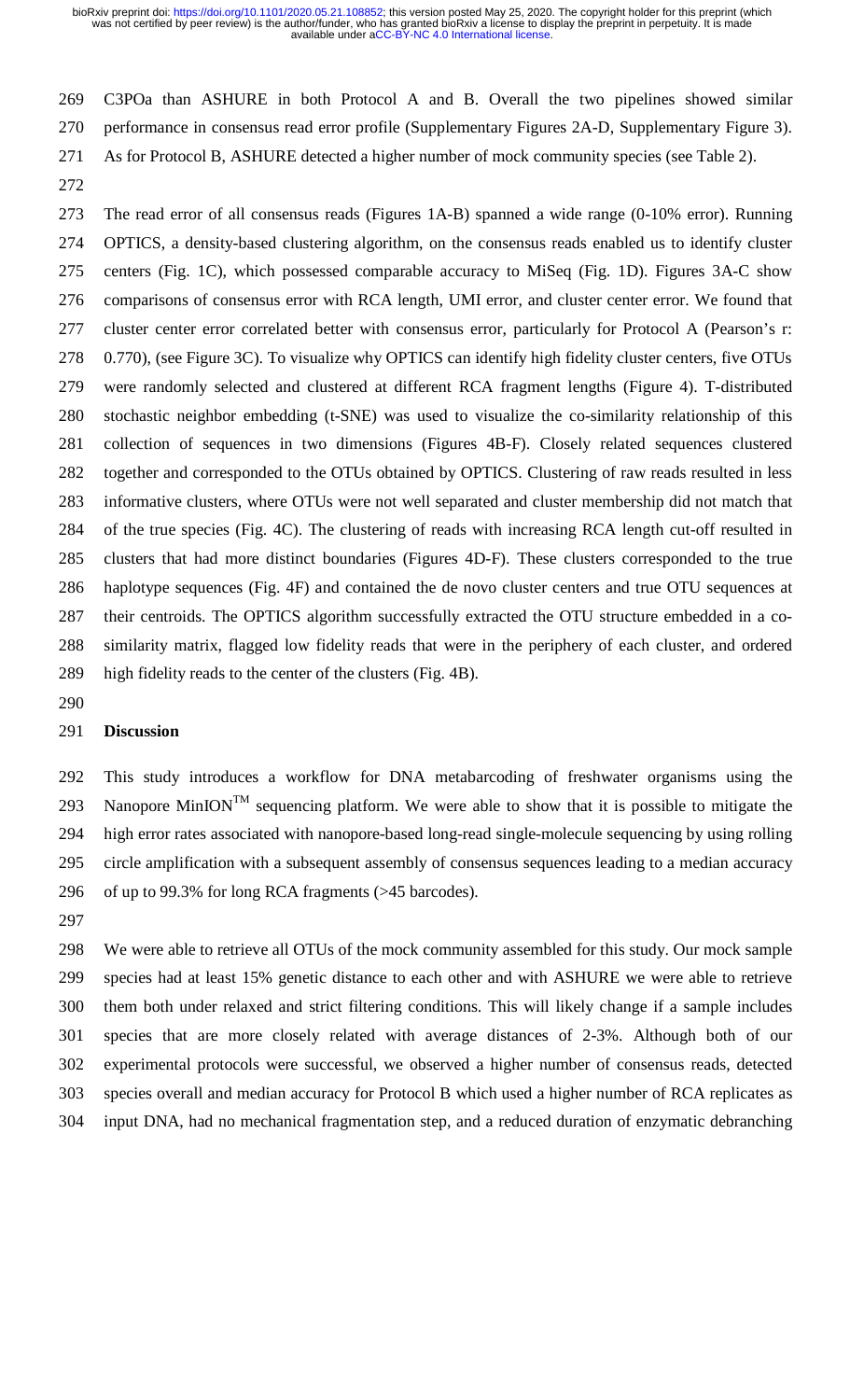C3POa than ASHURE in both Protocol A and B. Overall the two pipelines showed similar performance in consensus read error profile (Supplementary Figures 2A-D, Supplementary Figure 3). As for Protocol B, ASHURE detected a higher number of mock community species (see Table 2).

The read error of all consensus reads (Figures 1A-B) spanned a wide range (0-10% error). Running OPTICS, a density-based clustering algorithm, on the consensus reads enabled us to identify cluster centers (Fig. 1C), which possessed comparable accuracy to MiSeq (Fig. 1D). Figures 3A-C show comparisons of consensus error with RCA length, UMI error, and cluster center error. We found that cluster center error correlated better with consensus error, particularly for Protocol A (Pearson's r: 0.770), (see Figure 3C). To visualize why OPTICS can identify high fidelity cluster centers, five OTUs were randomly selected and clustered at different RCA fragment lengths (Figure 4). T-distributed stochastic neighbor embedding (t-SNE) was used to visualize the co-similarity relationship of this collection of sequences in two dimensions (Figures 4B-F). Closely related sequences clustered together and corresponded to the OTUs obtained by OPTICS. Clustering of raw reads resulted in less informative clusters, where OTUs were not well separated and cluster membership did not match that of the true species (Fig. 4C). The clustering of reads with increasing RCA length cut-off resulted in clusters that had more distinct boundaries (Figures 4D-F). These clusters corresponded to the true haplotype sequences (Fig. 4F) and contained the de novo cluster centers and true OTU sequences at their centroids. The OPTICS algorithm successfully extracted the OTU structure embedded in a co-similarity matrix, flagged low fidelity reads that were in the periphery of each cluster, and ordered high fidelity reads to the center of the clusters (Fig. 4B).

## Discussion

This study introduces a workflow for DNA metabarcoding of freshwater organisms using the Nanopore MinION™ sequencing platform. We were able to show that it is possible to mitigate the high error rates associated with nanopore-based long-read single-molecule sequencing by using rolling circle amplification with a subsequent assembly of consensus sequences leading to a median accuracy of up to 99.3% for long RCA fragments (>45 barcodes).

We were able to retrieve all OTUs of the mock community assembled for this study. Our mock sample species had at least 15% genetic distance to each other and with ASHURE we were able to retrieve them both under relaxed and strict filtering conditions. This will likely change if a sample includes species that are more closely related with average distances of 2-3%. Although both of our experimental protocols were successful, we observed a higher number of consensus reads, detected species overall and median accuracy for Protocol B which used a higher number of RCA replicates as input DNA, had no mechanical fragmentation step, and a reduced duration of enzymatic debranching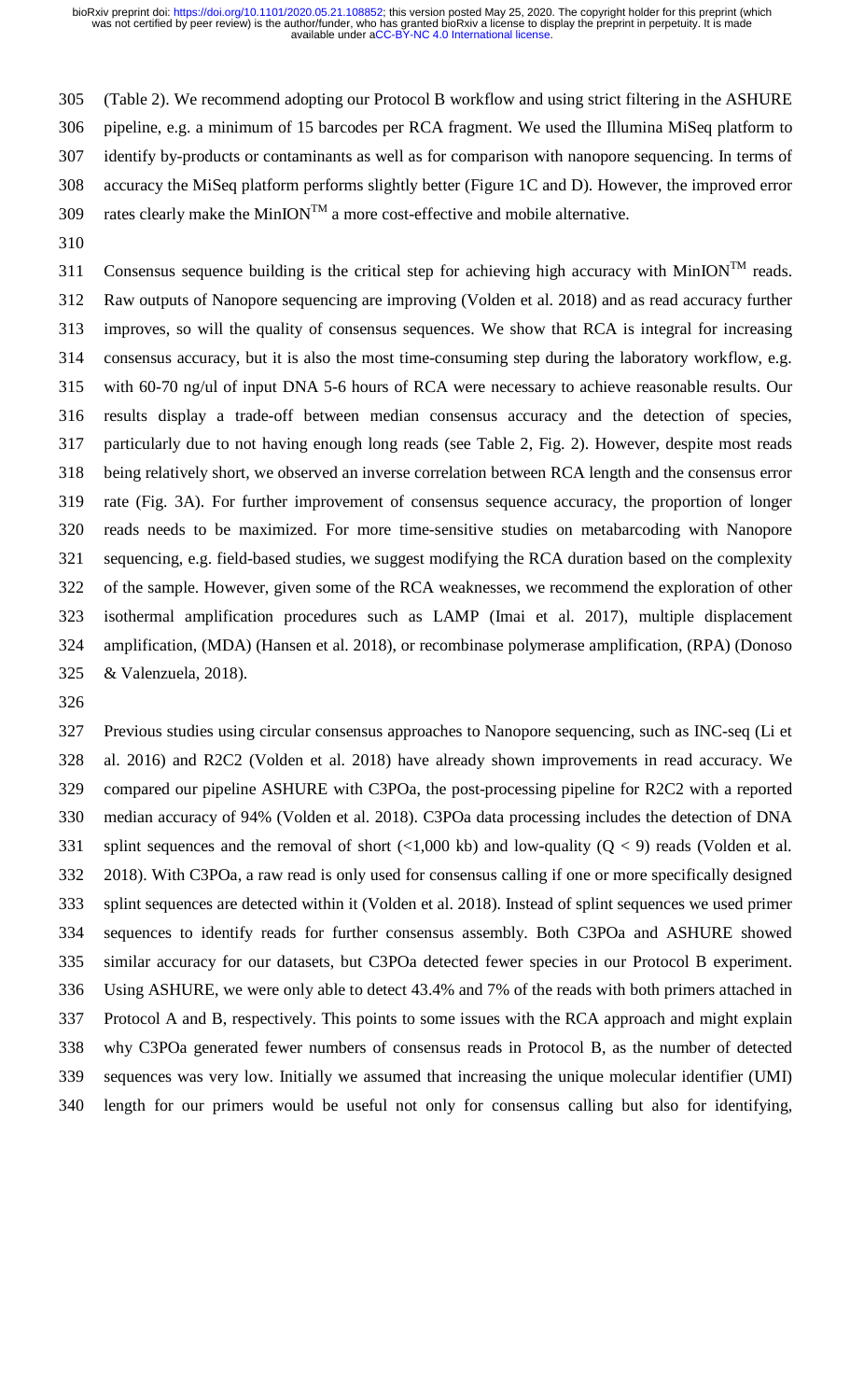(Table 2). We recommend adopting our Protocol B workflow and using strict filtering in the ASHURE pipeline, e.g. a minimum of 15 barcodes per RCA fragment. We used the Illumina MiSeq platform to identify by-products or contaminants as well as for comparison with nanopore sequencing. In terms of accuracy the MiSeq platform performs slightly better (Figure 1C and D). However, the improved error rates clearly make the MinION™ a more cost-effective and mobile alternative.

Consensus sequence building is the critical step for achieving high accuracy with MinION™ reads. Raw outputs of Nanopore sequencing are improving (Volden et al. 2018) and as read accuracy further improves, so will the quality of consensus sequences. We show that RCA is integral for increasing consensus accuracy, but it is also the most time-consuming step during the laboratory workflow, e.g. with 60-70 ng/ul of input DNA 5-6 hours of RCA were necessary to achieve reasonable results. Our results display a trade-off between median consensus accuracy and the detection of species, particularly due to not having enough long reads (see Table 2, Fig. 2). However, despite most reads being relatively short, we observed an inverse correlation between RCA length and the consensus error rate (Fig. 3A). For further improvement of consensus sequence accuracy, the proportion of longer reads needs to be maximized. For more time-sensitive studies on metabarcoding with Nanopore sequencing, e.g. field-based studies, we suggest modifying the RCA duration based on the complexity of the sample. However, given some of the RCA weaknesses, we recommend the exploration of other isothermal amplification procedures such as LAMP (Imai et al. 2017), multiple displacement amplification, (MDA) (Hansen et al. 2018), or recombinase polymerase amplification, (RPA) (Donoso & Valenzuela, 2018).

Previous studies using circular consensus approaches to Nanopore sequencing, such as INC-seq (Li et al. 2016) and R2C2 (Volden et al. 2018) have already shown improvements in read accuracy. We compared our pipeline ASHURE with C3POa, the post-processing pipeline for R2C2 with a reported median accuracy of 94% (Volden et al. 2018). C3POa data processing includes the detection of DNA splint sequences and the removal of short (<1,000 kb) and low-quality ($Q < 9$) reads (Volden et al. 2018). With C3POa, a raw read is only used for consensus calling if one or more specifically designed splint sequences are detected within it (Volden et al. 2018). Instead of splint sequences we used primer sequences to identify reads for further consensus assembly. Both C3POa and ASHURE showed similar accuracy for our datasets, but C3POa detected fewer species in our Protocol B experiment. Using ASHURE, we were only able to detect 43.4% and 7% of the reads with both primers attached in Protocol A and B, respectively. This points to some issues with the RCA approach and might explain why C3POa generated fewer numbers of consensus reads in Protocol B, as the number of detected sequences was very low. Initially we assumed that increasing the unique molecular identifier (UMI) length for our primers would be useful not only for consensus calling but also for identifying,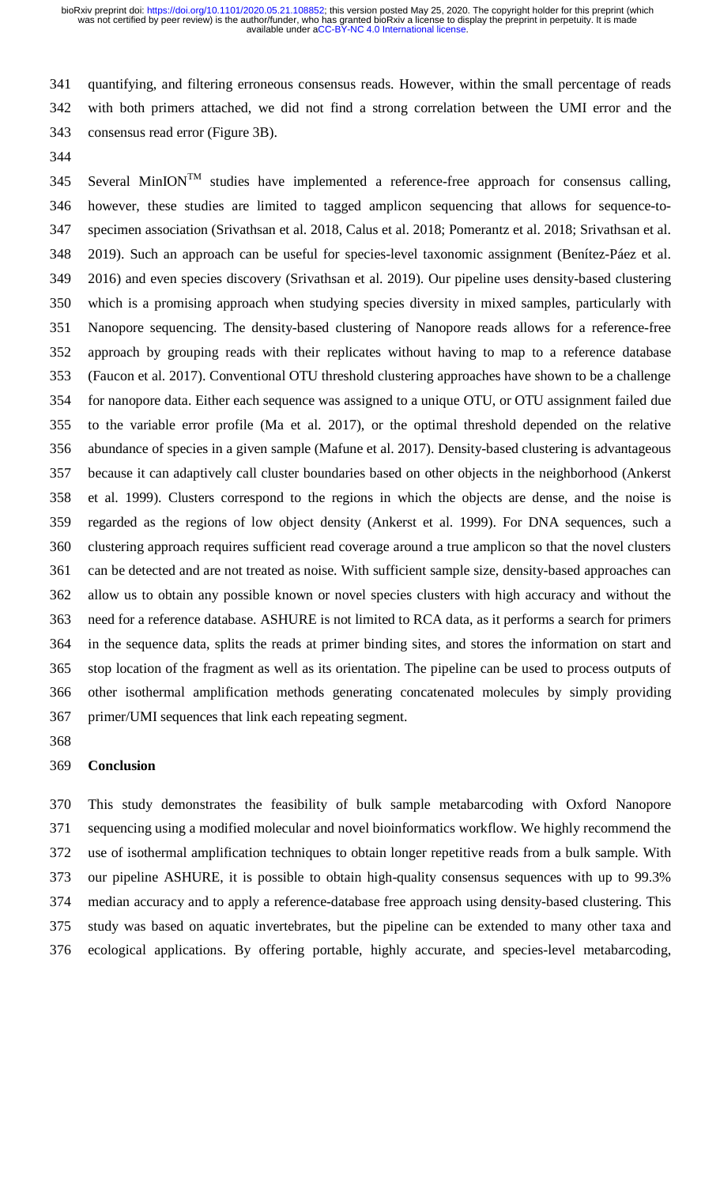quantifying, and filtering erroneous consensus reads. However, within the small percentage of reads with both primers attached, we did not find a strong correlation between the UMI error and the consensus read error (Figure 3B).

Several MinION$^{TM}$ studies have implemented a reference-free approach for consensus calling, however, these studies are limited to tagged amplicon sequencing that allows for sequence-to-specimen association (Srivathsan et al. 2018, Calus et al. 2018; Pomerantz et al. 2018; Srivathsan et al. 2019). Such an approach can be useful for species-level taxonomic assignment (Benítez-Páez et al. 2016) and even species discovery (Srivathsan et al. 2019). Our pipeline uses density-based clustering which is a promising approach when studying species diversity in mixed samples, particularly with Nanopore sequencing. The density-based clustering of Nanopore reads allows for a reference-free approach by grouping reads with their replicates without having to map to a reference database (Faucon et al. 2017). Conventional OTU threshold clustering approaches have shown to be a challenge for nanopore data. Either each sequence was assigned to a unique OTU, or OTU assignment failed due to the variable error profile (Ma et al. 2017), or the optimal threshold depended on the relative abundance of species in a given sample (Mafune et al. 2017). Density-based clustering is advantageous because it can adaptively call cluster boundaries based on other objects in the neighborhood (Ankerst et al. 1999). Clusters correspond to the regions in which the objects are dense, and the noise is regarded as the regions of low object density (Ankerst et al. 1999). For DNA sequences, such a clustering approach requires sufficient read coverage around a true amplicon so that the novel clusters can be detected and are not treated as noise. With sufficient sample size, density-based approaches can allow us to obtain any possible known or novel species clusters with high accuracy and without the need for a reference database. ASHURE is not limited to RCA data, as it performs a search for primers in the sequence data, splits the reads at primer binding sites, and stores the information on start and stop location of the fragment as well as its orientation. The pipeline can be used to process outputs of other isothermal amplification methods generating concatenated molecules by simply providing primer/UMI sequences that link each repeating segment.

## Conclusion

This study demonstrates the feasibility of bulk sample metabarcoding with Oxford Nanopore sequencing using a modified molecular and novel bioinformatics workflow. We highly recommend the use of isothermal amplification techniques to obtain longer repetitive reads from a bulk sample. With our pipeline ASHURE, it is possible to obtain high-quality consensus sequences with up to 99.3% median accuracy and to apply a reference-database free approach using density-based clustering. This study was based on aquatic invertebrates, but the pipeline can be extended to many other taxa and ecological applications. By offering portable, highly accurate, and species-level metabarcoding,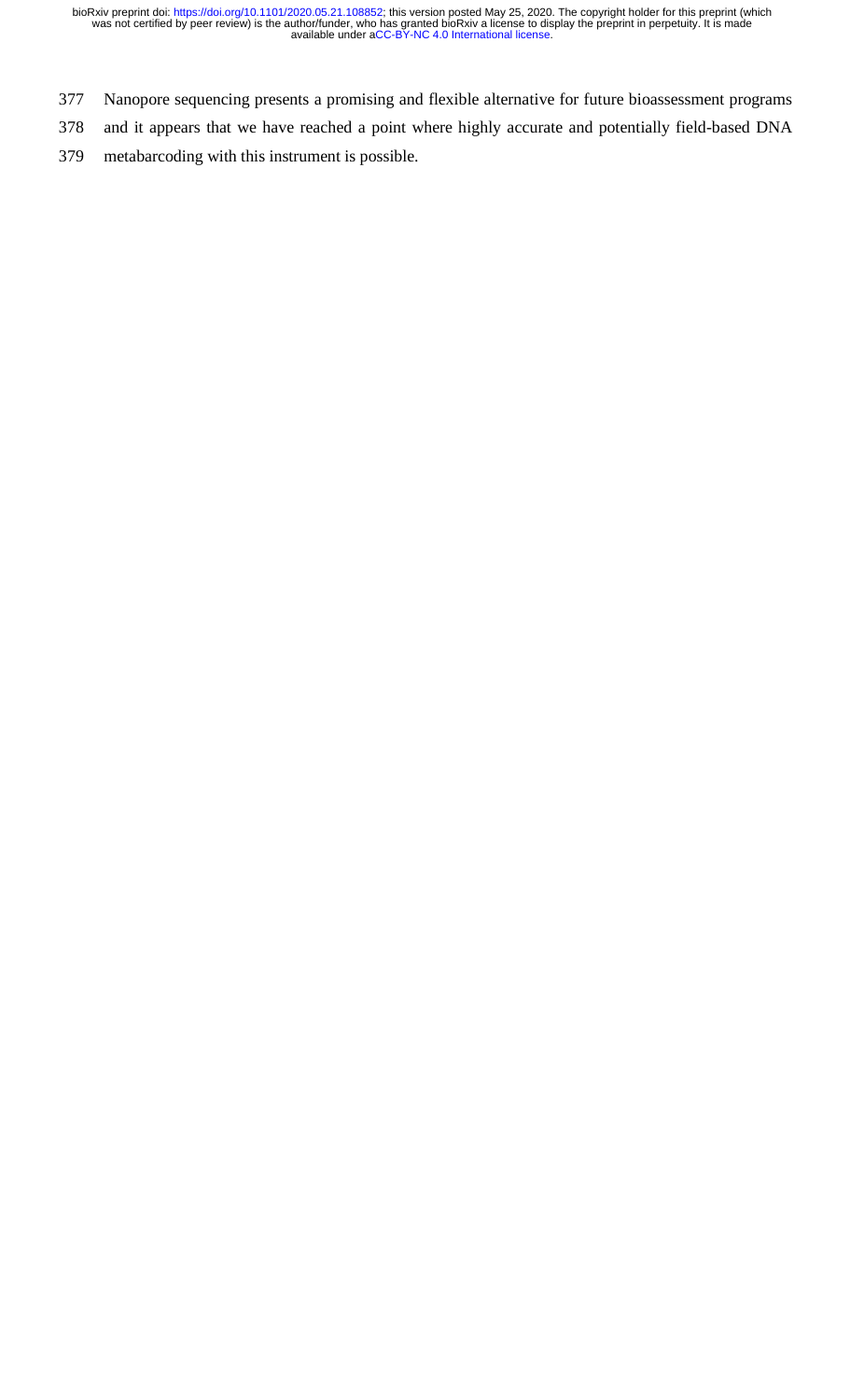Nanopore sequencing presents a promising and flexible alternative for future bioassessment programs and it appears that we have reached a point where highly accurate and potentially field-based DNA metabarcoding with this instrument is possible.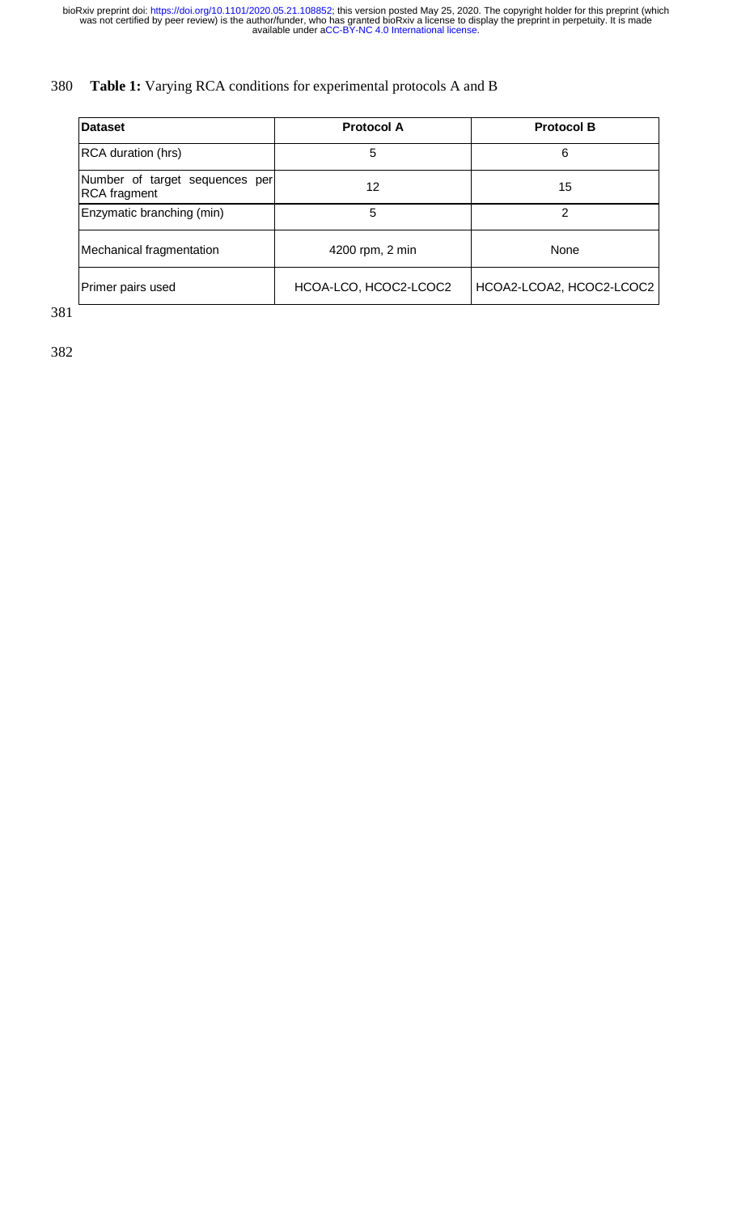**Table 1:** Varying RCA conditions for experimental protocols A and B

| Dataset | Protocol A | Protocol B |
|---|---|---|
| RCA duration (hrs) | 5 | 6 |
| Number of target sequences per RCA fragment | 12 | 15 |
| Enzymatic branching (min) | 5 | 2 |
| Mechanical fragmentation | 4200 rpm, 2 min | None |
| Primer pairs used | HCOA-LCO, HCOC2-LCOC2 | HCOA2-LCOA2, HCOC2-LCOC2 |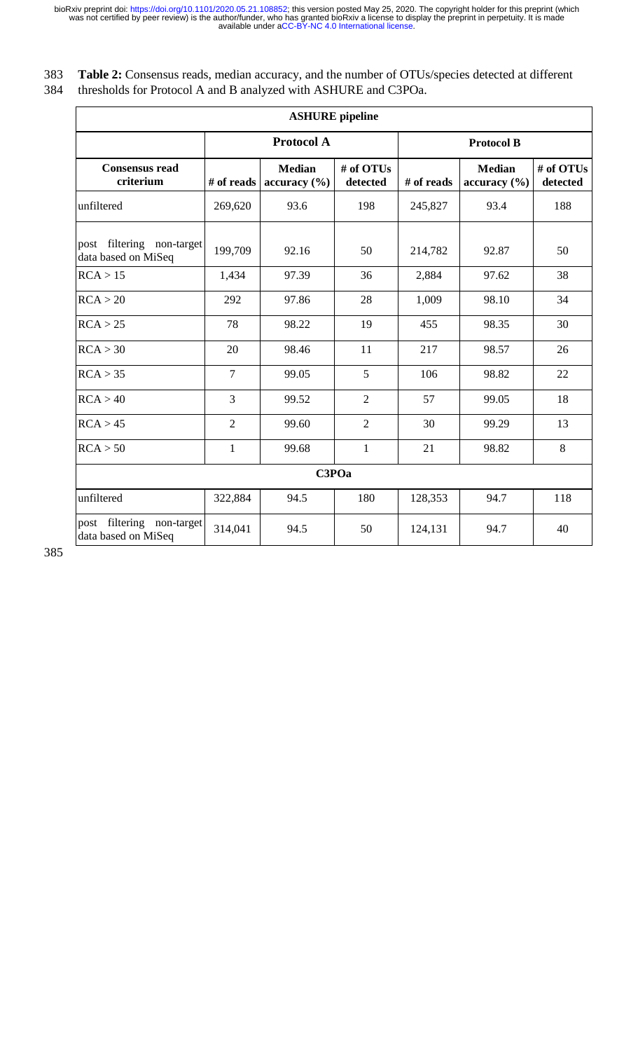**Table 2:** Consensus reads, median accuracy, and the number of OTUs/species detected at different thresholds for Protocol A and B analyzed with ASHURE and C3POa.

| **ASHURE pipeline** | | | | | | |
|---|---|---|---|---|---|---|
| | **Protocol A** | | | **Protocol B** | | |
| **Consensus read criterium** | **# of reads** | **Median accuracy (%)** | **# of OTUs detected** | **# of reads** | **Median accuracy (%)** | **# of OTUs detected** |
| unfiltered | 269,620 | 93.6 | 198 | 245,827 | 93.4 | 188 |
| post filtering non-target data based on MiSeq | 199,709 | 92.16 | 50 | 214,782 | 92.87 | 50 |
| RCA > 15 | 1,434 | 97.39 | 36 | 2,884 | 97.62 | 38 |
| RCA > 20 | 292 | 97.86 | 28 | 1,009 | 98.10 | 34 |
| RCA > 25 | 78 | 98.22 | 19 | 455 | 98.35 | 30 |
| RCA > 30 | 20 | 98.46 | 11 | 217 | 98.57 | 26 |
| RCA > 35 | 7 | 99.05 | 5 | 106 | 98.82 | 22 |
| RCA > 40 | 3 | 99.52 | 2 | 57 | 99.05 | 18 |
| RCA > 45 | 2 | 99.60 | 2 | 30 | 99.29 | 13 |
| RCA > 50 | 1 | 99.68 | 1 | 21 | 98.82 | 8 |
| **C3POa** | | | | | | |
| unfiltered | 322,884 | 94.5 | 180 | 128,353 | 94.7 | 118 |
| post filtering non-target data based on MiSeq | 314,041 | 94.5 | 50 | 124,131 | 94.7 | 40 |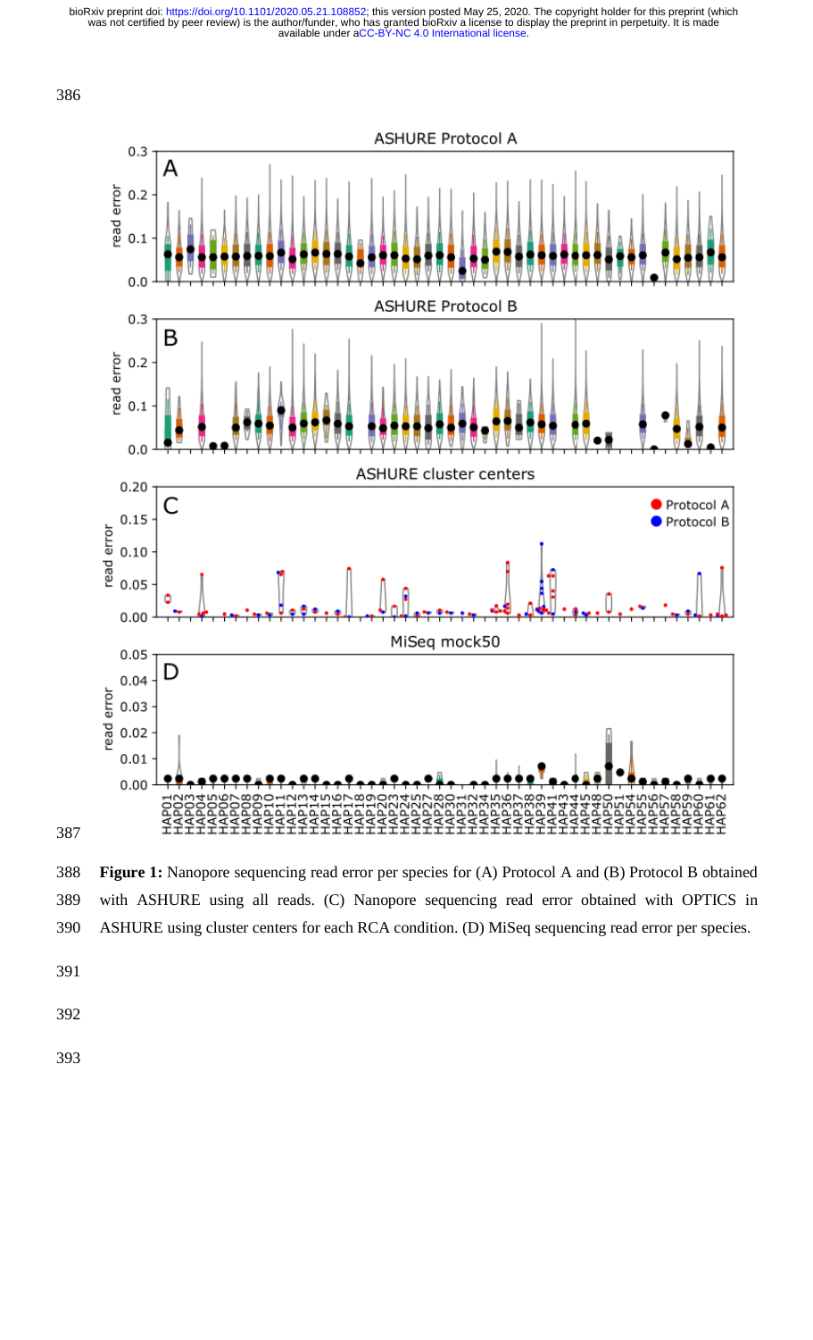**Figure 1:** Nanopore sequencing read error per species for (A) Protocol A and (B) Protocol B obtained with ASHURE using all reads. (C) Nanopore sequencing read error obtained with OPTICS in ASHURE using cluster centers for each RCA condition. (D) MiSeq sequencing read error per species.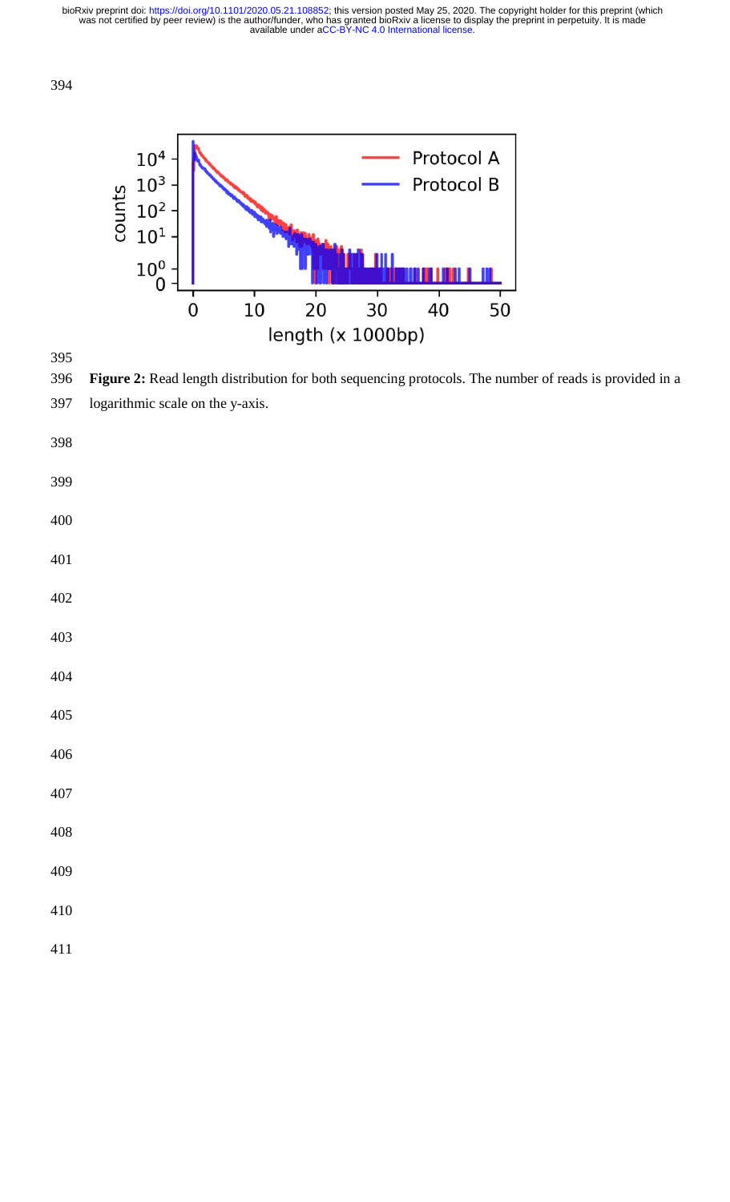**Figure 2:** Read length distribution for both sequencing protocols. The number of reads is provided in a logarithmic scale on the y-axis.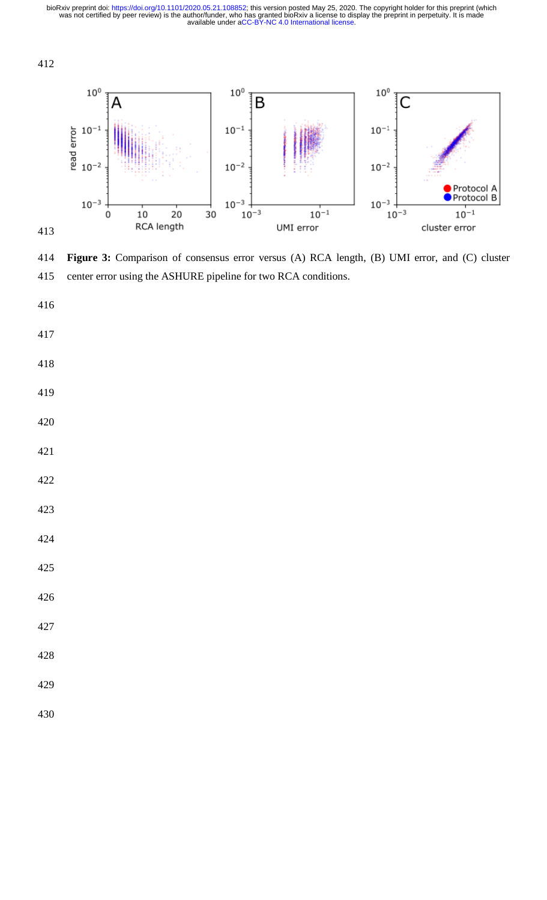**Figure 3:** Comparison of consensus error versus (A) RCA length, (B) UMI error, and (C) cluster center error using the ASHURE pipeline for two RCA conditions.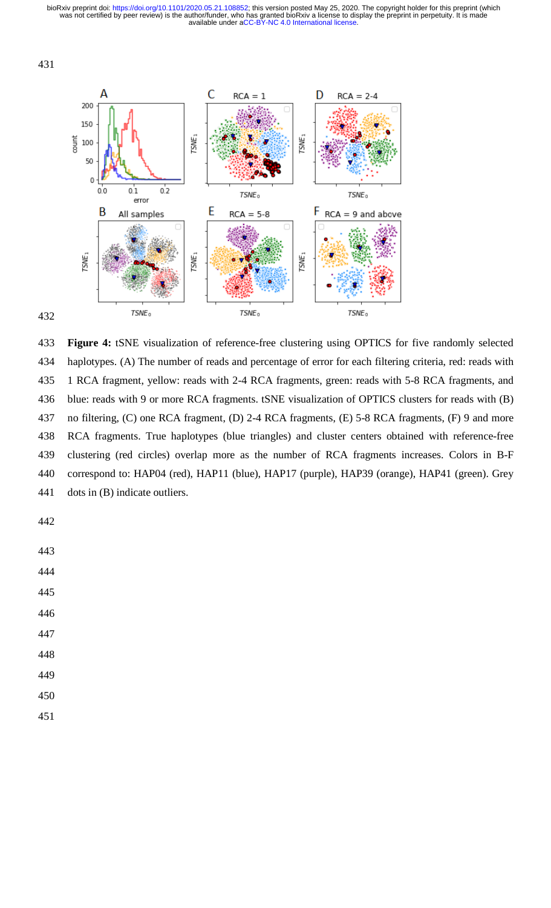**Figure 4:** tSNE visualization of reference-free clustering using OPTICS for five randomly selected haplotypes. (A) The number of reads and percentage of error for each filtering criteria, red: reads with 1 RCA fragment, yellow: reads with 2-4 RCA fragments, green: reads with 5-8 RCA fragments, and blue: reads with 9 or more RCA fragments. tSNE visualization of OPTICS clusters for reads with (B) no filtering, (C) one RCA fragment, (D) 2-4 RCA fragments, (E) 5-8 RCA fragments, (F) 9 and more RCA fragments. True haplotypes (blue triangles) and cluster centers obtained with reference-free clustering (red circles) overlap more as the number of RCA fragments increases. Colors in B-F correspond to: HAP04 (red), HAP11 (blue), HAP17 (purple), HAP39 (orange), HAP41 (green). Grey dots in (B) indicate outliers.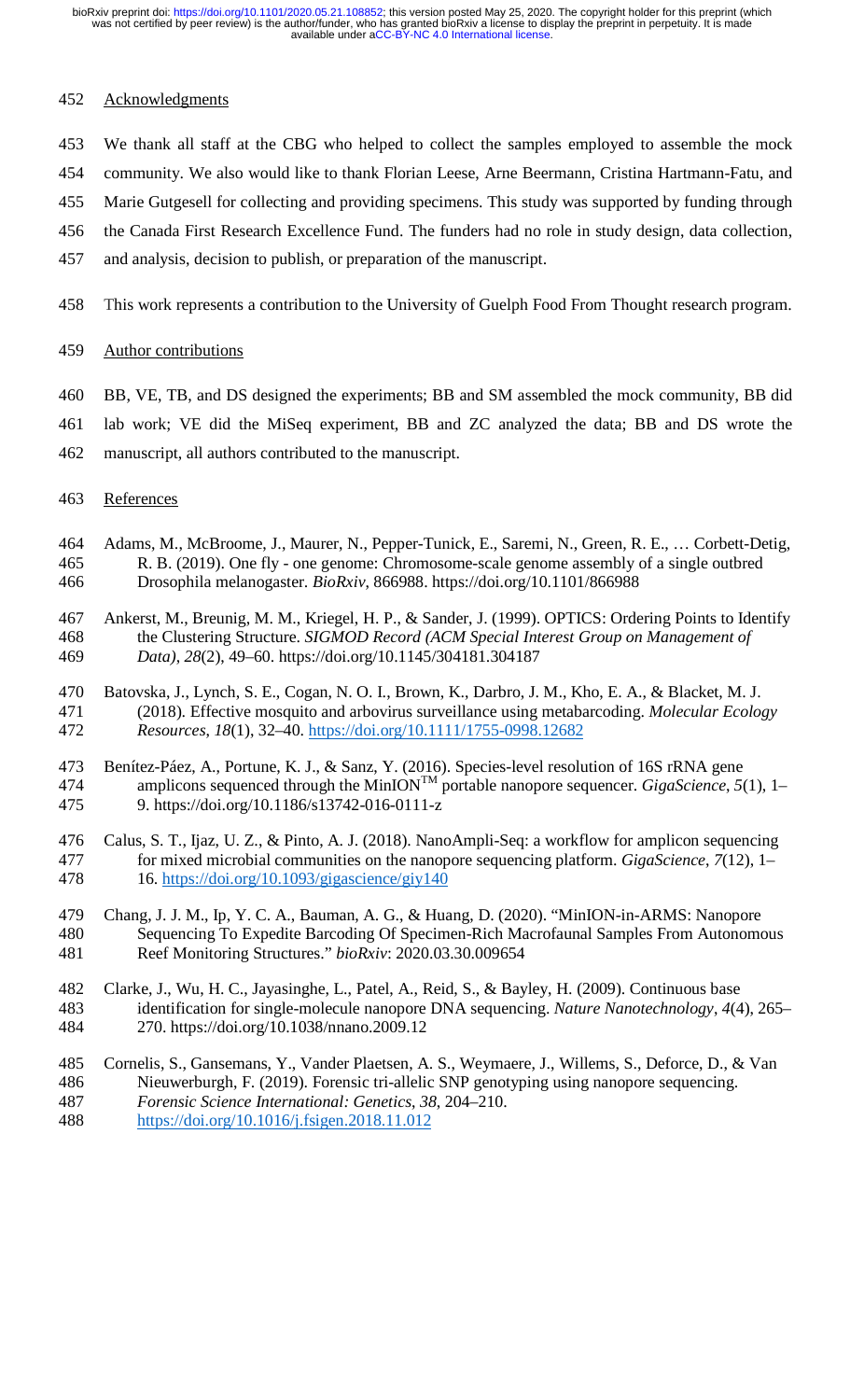## Acknowledgments

We thank all staff at the CBG who helped to collect the samples employed to assemble the mock community. We also would like to thank Florian Leese, Arne Beermann, Cristina Hartmann-Fatu, and Marie Gutgesell for collecting and providing specimens. This study was supported by funding through the Canada First Research Excellence Fund. The funders had no role in study design, data collection, and analysis, decision to publish, or preparation of the manuscript.

This work represents a contribution to the University of Guelph Food From Thought research program.

## Author contributions

BB, VE, TB, and DS designed the experiments; BB and SM assembled the mock community, BB did lab work; VE did the MiSeq experiment, BB and ZC analyzed the data; BB and DS wrote the manuscript, all authors contributed to the manuscript.

## References

Adams, M., McBroome, J., Maurer, N., Pepper-Tunick, E., Saremi, N., Green, R. E., … Corbett-Detig, R. B. (2019). One fly - one genome: Chromosome-scale genome assembly of a single outbred Drosophila melanogaster. *BioRxiv*, 866988. https://doi.org/10.1101/866988

Ankerst, M., Breunig, M. M., Kriegel, H. P., & Sander, J. (1999). OPTICS: Ordering Points to Identify the Clustering Structure. *SIGMOD Record (ACM Special Interest Group on Management of Data)*, *28*(2), 49–60. https://doi.org/10.1145/304181.304187

Batovska, J., Lynch, S. E., Cogan, N. O. I., Brown, K., Darbro, J. M., Kho, E. A., & Blacket, M. J. (2018). Effective mosquito and arbovirus surveillance using metabarcoding. *Molecular Ecology Resources*, *18*(1), 32–40. https://doi.org/10.1111/1755-0998.12682

Benítez-Páez, A., Portune, K. J., & Sanz, Y. (2016). Species-level resolution of 16S rRNA gene amplicons sequenced through the MinION™ portable nanopore sequencer. *GigaScience*, *5*(1), 1–9. https://doi.org/10.1186/s13742-016-0111-z

Calus, S. T., Ijaz, U. Z., & Pinto, A. J. (2018). NanoAmpli-Seq: a workflow for amplicon sequencing for mixed microbial communities on the nanopore sequencing platform. *GigaScience*, *7*(12), 1–16. https://doi.org/10.1093/gigascience/giy140

Chang, J. J. M., Ip, Y. C. A., Bauman, A. G., & Huang, D. (2020). "MinION-in-ARMS: Nanopore Sequencing To Expedite Barcoding Of Specimen-Rich Macrofaunal Samples From Autonomous Reef Monitoring Structures." *bioRxiv*: 2020.03.30.009654

Clarke, J., Wu, H. C., Jayasinghe, L., Patel, A., Reid, S., & Bayley, H. (2009). Continuous base identification for single-molecule nanopore DNA sequencing. *Nature Nanotechnology*, *4*(4), 265–270. https://doi.org/10.1038/nnano.2009.12

Cornelis, S., Gansemans, Y., Vander Plaetsen, A. S., Weymaere, J., Willems, S., Deforce, D., & Van Nieuwerburgh, F. (2019). Forensic tri-allelic SNP genotyping using nanopore sequencing. *Forensic Science International: Genetics*, *38*, 204–210. https://doi.org/10.1016/j.fsigen.2018.11.012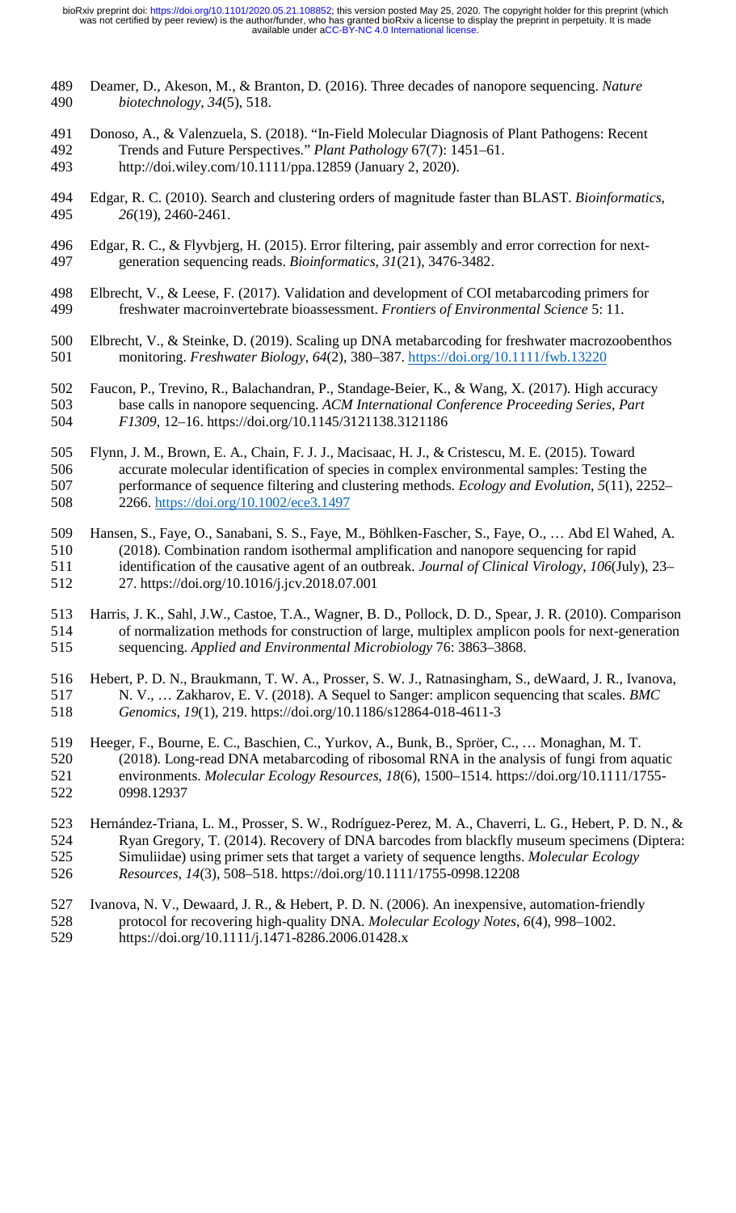Deamer, D., Akeson, M., & Branton, D. (2016). Three decades of nanopore sequencing. *Nature biotechnology*, *34*(5), 518.

Donoso, A., & Valenzuela, S. (2018). "In-Field Molecular Diagnosis of Plant Pathogens: Recent Trends and Future Perspectives." *Plant Pathology* 67(7): 1451–61. http://doi.wiley.com/10.1111/ppa.12859 (January 2, 2020).

Edgar, R. C. (2010). Search and clustering orders of magnitude faster than BLAST. *Bioinformatics*, *26*(19), 2460-2461.

Edgar, R. C., & Flyvbjerg, H. (2015). Error filtering, pair assembly and error correction for next-generation sequencing reads. *Bioinformatics*, *31*(21), 3476-3482.

Elbrecht, V., & Leese, F. (2017). Validation and development of COI metabarcoding primers for freshwater macroinvertebrate bioassessment. *Frontiers of Environmental Science* 5: 11.

Elbrecht, V., & Steinke, D. (2019). Scaling up DNA metabarcoding for freshwater macrozoobenthos monitoring. *Freshwater Biology*, *64*(2), 380–387. https://doi.org/10.1111/fwb.13220

Faucon, P., Trevino, R., Balachandran, P., Standage-Beier, K., & Wang, X. (2017). High accuracy base calls in nanopore sequencing. *ACM International Conference Proceeding Series, Part F1309*, 12–16. https://doi.org/10.1145/3121138.3121186

Flynn, J. M., Brown, E. A., Chain, F. J. J., Macisaac, H. J., & Cristescu, M. E. (2015). Toward accurate molecular identification of species in complex environmental samples: Testing the performance of sequence filtering and clustering methods. *Ecology and Evolution*, *5*(11), 2252–2266. https://doi.org/10.1002/ece3.1497

Hansen, S., Faye, O., Sanabani, S. S., Faye, M., Böhlken-Fascher, S., Faye, O., … Abd El Wahed, A. (2018). Combination random isothermal amplification and nanopore sequencing for rapid identification of the causative agent of an outbreak. *Journal of Clinical Virology*, *106*(July), 23–27. https://doi.org/10.1016/j.jcv.2018.07.001

Harris, J. K., Sahl, J.W., Castoe, T.A., Wagner, B. D., Pollock, D. D., Spear, J. R. (2010). Comparison of normalization methods for construction of large, multiplex amplicon pools for next-generation sequencing. *Applied and Environmental Microbiology* 76: 3863–3868.

Hebert, P. D. N., Braukmann, T. W. A., Prosser, S. W. J., Ratnasingham, S., deWaard, J. R., Ivanova, N. V., … Zakharov, E. V. (2018). A Sequel to Sanger: amplicon sequencing that scales. *BMC Genomics*, *19*(1), 219. https://doi.org/10.1186/s12864-018-4611-3

Heeger, F., Bourne, E. C., Baschien, C., Yurkov, A., Bunk, B., Spröer, C., … Monaghan, M. T. (2018). Long-read DNA metabarcoding of ribosomal RNA in the analysis of fungi from aquatic environments. *Molecular Ecology Resources*, *18*(6), 1500–1514. https://doi.org/10.1111/1755-0998.12937

Hernández-Triana, L. M., Prosser, S. W., Rodríguez-Perez, M. A., Chaverri, L. G., Hebert, P. D. N., & Ryan Gregory, T. (2014). Recovery of DNA barcodes from blackfly museum specimens (Diptera: Simuliidae) using primer sets that target a variety of sequence lengths. *Molecular Ecology Resources*, *14*(3), 508–518. https://doi.org/10.1111/1755-0998.12208

Ivanova, N. V., Dewaard, J. R., & Hebert, P. D. N. (2006). An inexpensive, automation-friendly protocol for recovering high-quality DNA. *Molecular Ecology Notes*, *6*(4), 998–1002. https://doi.org/10.1111/j.1471-8286.2006.01428.x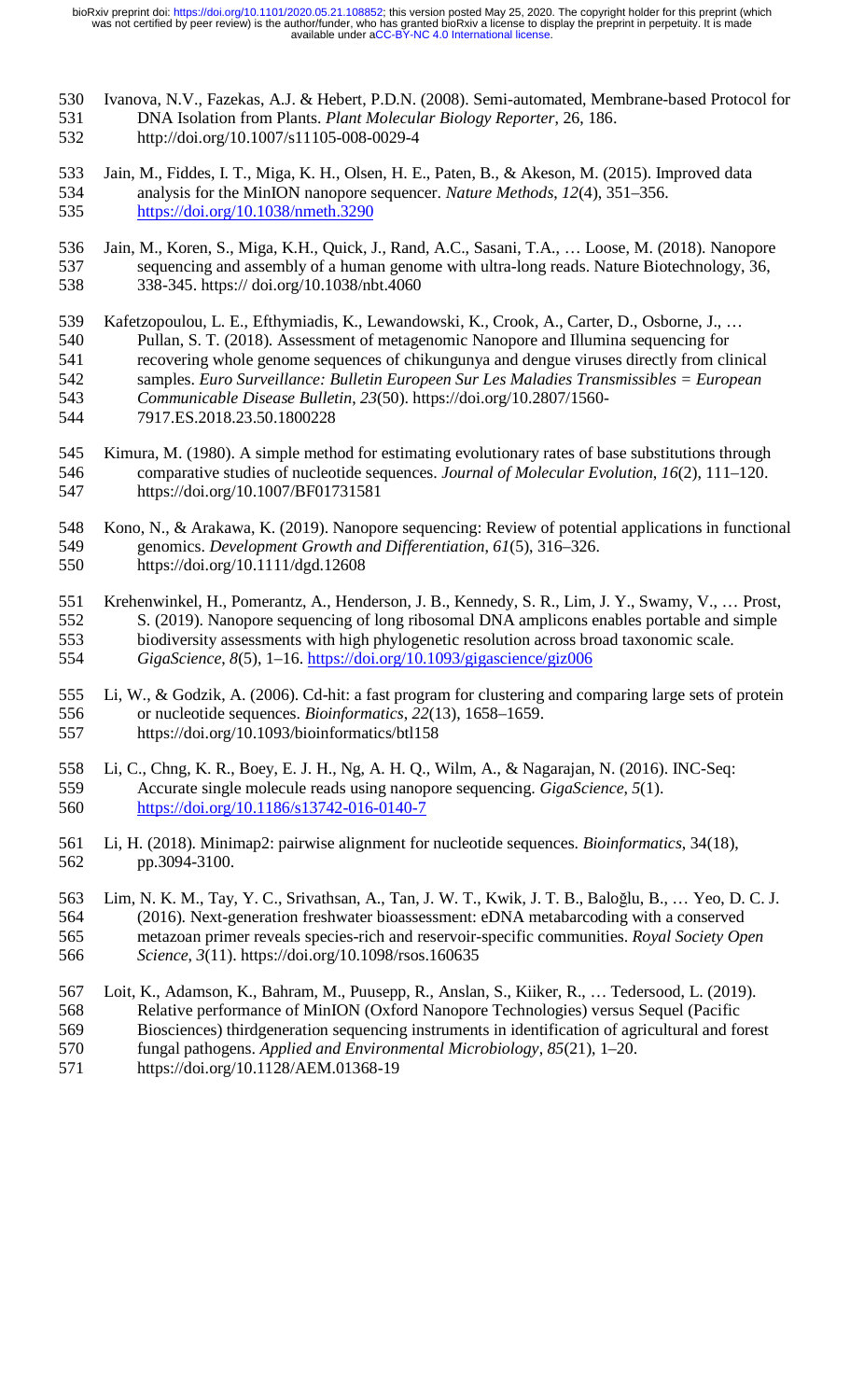Ivanova, N.V., Fazekas, A.J. & Hebert, P.D.N. (2008). Semi-automated, Membrane-based Protocol for DNA Isolation from Plants. *Plant Molecular Biology Reporter*, 26, 186. http://doi.org/10.1007/s11105-008-0029-4

Jain, M., Fiddes, I. T., Miga, K. H., Olsen, H. E., Paten, B., & Akeson, M. (2015). Improved data analysis for the MinION nanopore sequencer. *Nature Methods*, *12*(4), 351–356. https://doi.org/10.1038/nmeth.3290

Jain, M., Koren, S., Miga, K.H., Quick, J., Rand, A.C., Sasani, T.A., … Loose, M. (2018). Nanopore sequencing and assembly of a human genome with ultra-long reads. Nature Biotechnology, 36, 338-345. https:// doi.org/10.1038/nbt.4060

Kafetzopoulou, L. E., Efthymiadis, K., Lewandowski, K., Crook, A., Carter, D., Osborne, J., … Pullan, S. T. (2018). Assessment of metagenomic Nanopore and Illumina sequencing for recovering whole genome sequences of chikungunya and dengue viruses directly from clinical samples. *Euro Surveillance: Bulletin Europeen Sur Les Maladies Transmissibles = European Communicable Disease Bulletin*, *23*(50). https://doi.org/10.2807/1560-7917.ES.2018.23.50.1800228

Kimura, M. (1980). A simple method for estimating evolutionary rates of base substitutions through comparative studies of nucleotide sequences. *Journal of Molecular Evolution*, *16*(2), 111–120. https://doi.org/10.1007/BF01731581

Kono, N., & Arakawa, K. (2019). Nanopore sequencing: Review of potential applications in functional genomics. *Development Growth and Differentiation*, *61*(5), 316–326. https://doi.org/10.1111/dgd.12608

Krehenwinkel, H., Pomerantz, A., Henderson, J. B., Kennedy, S. R., Lim, J. Y., Swamy, V., … Prost, S. (2019). Nanopore sequencing of long ribosomal DNA amplicons enables portable and simple biodiversity assessments with high phylogenetic resolution across broad taxonomic scale. *GigaScience*, *8*(5), 1–16. https://doi.org/10.1093/gigascience/giz006

Li, W., & Godzik, A. (2006). Cd-hit: a fast program for clustering and comparing large sets of protein or nucleotide sequences. *Bioinformatics*, *22*(13), 1658–1659. https://doi.org/10.1093/bioinformatics/btl158

Li, C., Chng, K. R., Boey, E. J. H., Ng, A. H. Q., Wilm, A., & Nagarajan, N. (2016). INC-Seq: Accurate single molecule reads using nanopore sequencing. *GigaScience*, *5*(1). https://doi.org/10.1186/s13742-016-0140-7

Li, H. (2018). Minimap2: pairwise alignment for nucleotide sequences. *Bioinformatics*, 34(18), pp.3094-3100.

Lim, N. K. M., Tay, Y. C., Srivathsan, A., Tan, J. W. T., Kwik, J. T. B., Baloğlu, B., … Yeo, D. C. J. (2016). Next-generation freshwater bioassessment: eDNA metabarcoding with a conserved metazoan primer reveals species-rich and reservoir-specific communities. *Royal Society Open Science*, *3*(11). https://doi.org/10.1098/rsos.160635

Loit, K., Adamson, K., Bahram, M., Puusepp, R., Anslan, S., Kiiker, R., … Tedersood, L. (2019). Relative performance of MinION (Oxford Nanopore Technologies) versus Sequel (Pacific Biosciences) thirdgeneration sequencing instruments in identification of agricultural and forest fungal pathogens. *Applied and Environmental Microbiology*, *85*(21), 1–20. https://doi.org/10.1128/AEM.01368-19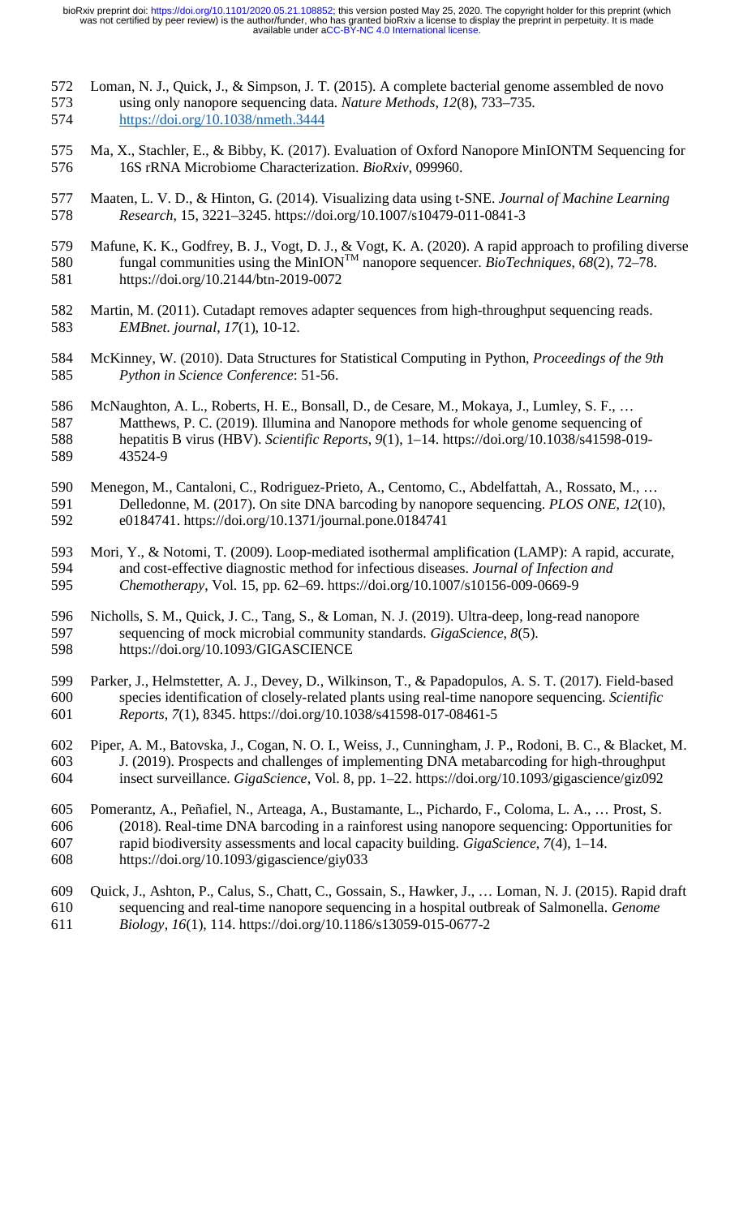Loman, N. J., Quick, J., & Simpson, J. T. (2015). A complete bacterial genome assembled de novo using only nanopore sequencing data. *Nature Methods*, *12*(8), 733–735. https://doi.org/10.1038/nmeth.3444

Ma, X., Stachler, E., & Bibby, K. (2017). Evaluation of Oxford Nanopore MinIONTM Sequencing for 16S rRNA Microbiome Characterization. *BioRxiv*, 099960.

Maaten, L. V. D., & Hinton, G. (2014). Visualizing data using t-SNE. *Journal of Machine Learning Research*, 15, 3221–3245. https://doi.org/10.1007/s10479-011-0841-3

Mafune, K. K., Godfrey, B. J., Vogt, D. J., & Vogt, K. A. (2020). A rapid approach to profiling diverse fungal communities using the MinION™ nanopore sequencer. *BioTechniques*, *68*(2), 72–78. https://doi.org/10.2144/btn-2019-0072

Martin, M. (2011). Cutadapt removes adapter sequences from high-throughput sequencing reads. *EMBnet. journal*, *17*(1), 10-12.

McKinney, W. (2010). Data Structures for Statistical Computing in Python, *Proceedings of the 9th Python in Science Conference*: 51-56.

McNaughton, A. L., Roberts, H. E., Bonsall, D., de Cesare, M., Mokaya, J., Lumley, S. F., … Matthews, P. C. (2019). Illumina and Nanopore methods for whole genome sequencing of hepatitis B virus (HBV). *Scientific Reports*, *9*(1), 1–14. https://doi.org/10.1038/s41598-019-43524-9

Menegon, M., Cantaloni, C., Rodriguez-Prieto, A., Centomo, C., Abdelfattah, A., Rossato, M., … Delledonne, M. (2017). On site DNA barcoding by nanopore sequencing. *PLOS ONE*, *12*(10), e0184741. https://doi.org/10.1371/journal.pone.0184741

Mori, Y., & Notomi, T. (2009). Loop-mediated isothermal amplification (LAMP): A rapid, accurate, and cost-effective diagnostic method for infectious diseases. *Journal of Infection and Chemotherapy*, Vol. 15, pp. 62–69. https://doi.org/10.1007/s10156-009-0669-9

Nicholls, S. M., Quick, J. C., Tang, S., & Loman, N. J. (2019). Ultra-deep, long-read nanopore sequencing of mock microbial community standards. *GigaScience*, *8*(5). https://doi.org/10.1093/GIGASCIENCE

Parker, J., Helmstetter, A. J., Devey, D., Wilkinson, T., & Papadopulos, A. S. T. (2017). Field-based species identification of closely-related plants using real-time nanopore sequencing. *Scientific Reports*, *7*(1), 8345. https://doi.org/10.1038/s41598-017-08461-5

Piper, A. M., Batovska, J., Cogan, N. O. I., Weiss, J., Cunningham, J. P., Rodoni, B. C., & Blacket, M. J. (2019). Prospects and challenges of implementing DNA metabarcoding for high-throughput insect surveillance. *GigaScience*, Vol. 8, pp. 1–22. https://doi.org/10.1093/gigascience/giz092

Pomerantz, A., Peñafiel, N., Arteaga, A., Bustamante, L., Pichardo, F., Coloma, L. A., … Prost, S. (2018). Real-time DNA barcoding in a rainforest using nanopore sequencing: Opportunities for rapid biodiversity assessments and local capacity building. *GigaScience*, *7*(4), 1–14. https://doi.org/10.1093/gigascience/giy033

Quick, J., Ashton, P., Calus, S., Chatt, C., Gossain, S., Hawker, J., … Loman, N. J. (2015). Rapid draft sequencing and real-time nanopore sequencing in a hospital outbreak of Salmonella. *Genome Biology*, *16*(1), 114. https://doi.org/10.1186/s13059-015-0677-2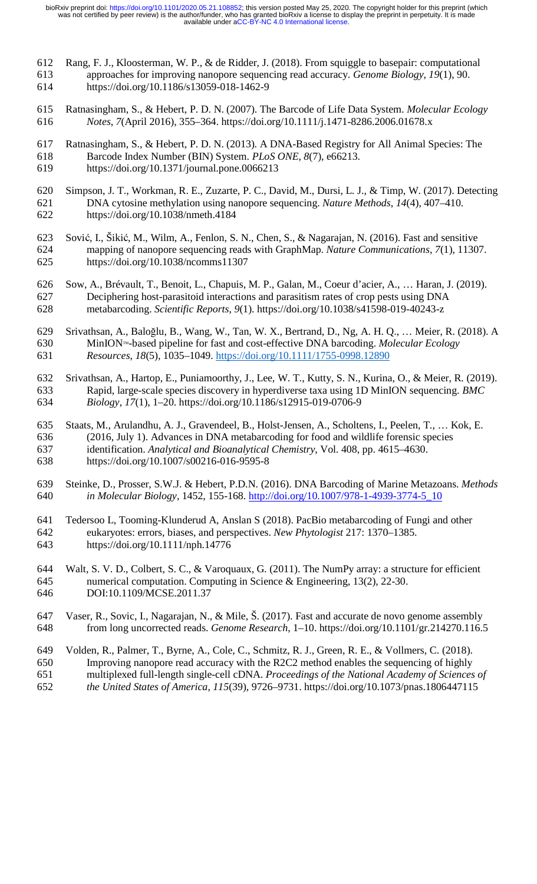Rang, F. J., Kloosterman, W. P., & de Ridder, J. (2018). From squiggle to basepair: computational approaches for improving nanopore sequencing read accuracy. *Genome Biology*, *19*(1), 90. https://doi.org/10.1186/s13059-018-1462-9

Ratnasingham, S., & Hebert, P. D. N. (2007). The Barcode of Life Data System. *Molecular Ecology Notes*, *7*(April 2016), 355–364. https://doi.org/10.1111/j.1471-8286.2006.01678.x

Ratnasingham, S., & Hebert, P. D. N. (2013). A DNA-Based Registry for All Animal Species: The Barcode Index Number (BIN) System. *PLoS ONE*, *8*(7), e66213. https://doi.org/10.1371/journal.pone.0066213

Simpson, J. T., Workman, R. E., Zuzarte, P. C., David, M., Dursi, L. J., & Timp, W. (2017). Detecting DNA cytosine methylation using nanopore sequencing. *Nature Methods*, *14*(4), 407–410. https://doi.org/10.1038/nmeth.4184

Sović, I., Šikić, M., Wilm, A., Fenlon, S. N., Chen, S., & Nagarajan, N. (2016). Fast and sensitive mapping of nanopore sequencing reads with GraphMap. *Nature Communications*, *7*(1), 11307. https://doi.org/10.1038/ncomms11307

Sow, A., Brévault, T., Benoit, L., Chapuis, M. P., Galan, M., Coeur d'acier, A., … Haran, J. (2019). Deciphering host-parasitoid interactions and parasitism rates of crop pests using DNA metabarcoding. *Scientific Reports*, *9*(1). https://doi.org/10.1038/s41598-019-40243-z

Srivathsan, A., Baloğlu, B., Wang, W., Tan, W. X., Bertrand, D., Ng, A. H. Q., … Meier, R. (2018). A MinION™-based pipeline for fast and cost-effective DNA barcoding. *Molecular Ecology Resources*, *18*(5), 1035–1049. https://doi.org/10.1111/1755-0998.12890

Srivathsan, A., Hartop, E., Puniamoorthy, J., Lee, W. T., Kutty, S. N., Kurina, O., & Meier, R. (2019). Rapid, large-scale species discovery in hyperdiverse taxa using 1D MinION sequencing. *BMC Biology*, *17*(1), 1–20. https://doi.org/10.1186/s12915-019-0706-9

Staats, M., Arulandhu, A. J., Gravendeel, B., Holst-Jensen, A., Scholtens, I., Peelen, T., … Kok, E. (2016, July 1). Advances in DNA metabarcoding for food and wildlife forensic species identification. *Analytical and Bioanalytical Chemistry*, Vol. 408, pp. 4615–4630. https://doi.org/10.1007/s00216-016-9595-8

Steinke, D., Prosser, S.W.J. & Hebert, P.D.N. (2016). DNA Barcoding of Marine Metazoans. *Methods in Molecular Biology*, 1452, 155-168. http://doi.org/10.1007/978-1-4939-3774-5_10

Tedersoo L, Tooming-Klunderud A, Anslan S (2018). PacBio metabarcoding of Fungi and other eukaryotes: errors, biases, and perspectives. *New Phytologist* 217: 1370–1385. https://doi.org/10.1111/nph.14776

Walt, S. V. D., Colbert, S. C., & Varoquaux, G. (2011). The NumPy array: a structure for efficient numerical computation. Computing in Science & Engineering, 13(2), 22-30. DOI:10.1109/MCSE.2011.37

Vaser, R., Sovic, I., Nagarajan, N., & Mile, Š. (2017). Fast and accurate de novo genome assembly from long uncorrected reads. *Genome Research*, 1–10. https://doi.org/10.1101/gr.214270.116.5

Volden, R., Palmer, T., Byrne, A., Cole, C., Schmitz, R. J., Green, R. E., & Vollmers, C. (2018). Improving nanopore read accuracy with the R2C2 method enables the sequencing of highly multiplexed full-length single-cell cDNA. *Proceedings of the National Academy of Sciences of the United States of America*, *115*(39), 9726–9731. https://doi.org/10.1073/pnas.1806447115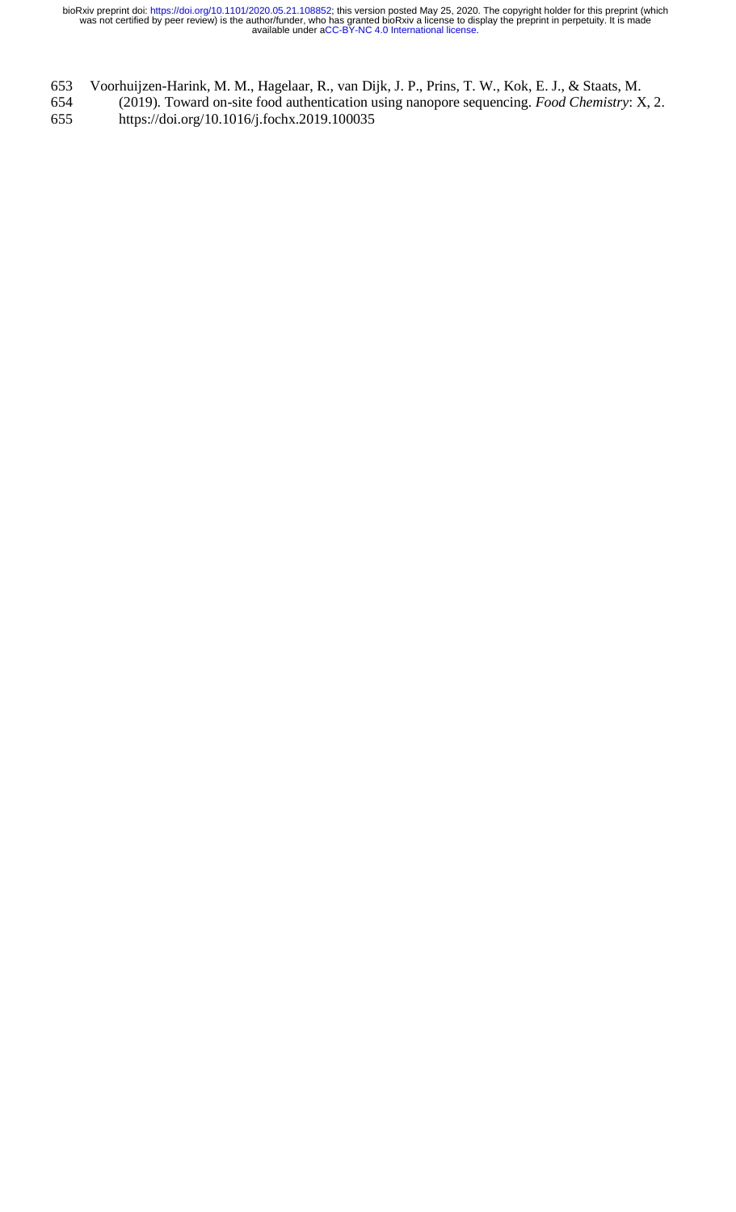Voorhuijzen-Harink, M. M., Hagelaar, R., van Dijk, J. P., Prins, T. W., Kok, E. J., & Staats, M. (2019). Toward on-site food authentication using nanopore sequencing. *Food Chemistry*: X, 2. https://doi.org/10.1016/j.fochx.2019.100035